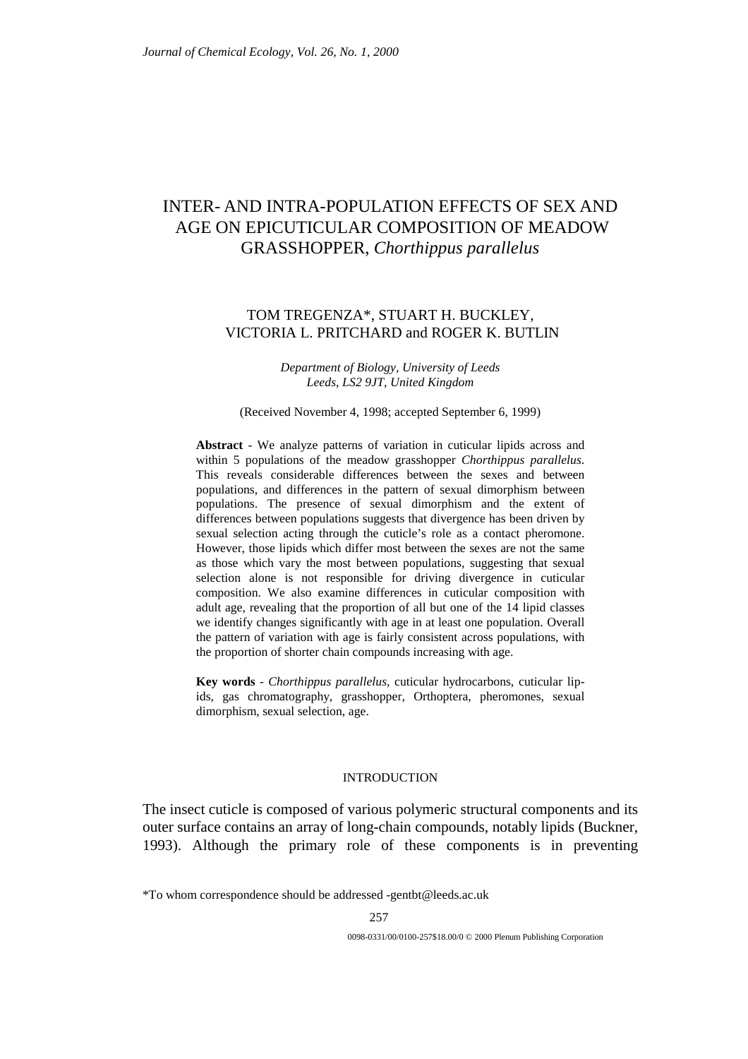# INTER- AND INTRA-POPULATION EFFECTS OF SEX AND AGE ON EPICUTICULAR COMPOSITION OF MEADOW GRASSHOPPER, *Chorthippus parallelus*

TOM TREGENZA*, STUART H. BUCKLEY, VICTORIA L. PRITCHARD and ROGER K. BUTLIN

*Department of Biology, University of Leeds*
*Leeds, LS2 9JT, United Kingdom*

(Received November 4, 1998; accepted September 6, 1999)

**Abstract** - We analyze patterns of variation in cuticular lipids across and within 5 populations of the meadow grasshopper *Chorthippus parallelus*. This reveals considerable differences between the sexes and between populations, and differences in the pattern of sexual dimorphism between populations. The presence of sexual dimorphism and the extent of differences between populations suggests that divergence has been driven by sexual selection acting through the cuticle's role as a contact pheromone. However, those lipids which differ most between the sexes are not the same as those which vary the most between populations, suggesting that sexual selection alone is not responsible for driving divergence in cuticular composition. We also examine differences in cuticular composition with adult age, revealing that the proportion of all but one of the 14 lipid classes we identify changes significantly with age in at least one population. Overall the pattern of variation with age is fairly consistent across populations, with the proportion of shorter chain compounds increasing with age.

**Key words** - *Chorthippus parallelus*, cuticular hydrocarbons, cuticular lipids, gas chromatography, grasshopper, Orthoptera, pheromones, sexual dimorphism, sexual selection, age.

## INTRODUCTION

The insect cuticle is composed of various polymeric structural components and its outer surface contains an array of long-chain compounds, notably lipids (Buckner, 1993). Although the primary role of these components is in preventing

*To whom correspondence should be addressed -gentbt@leeds.ac.uk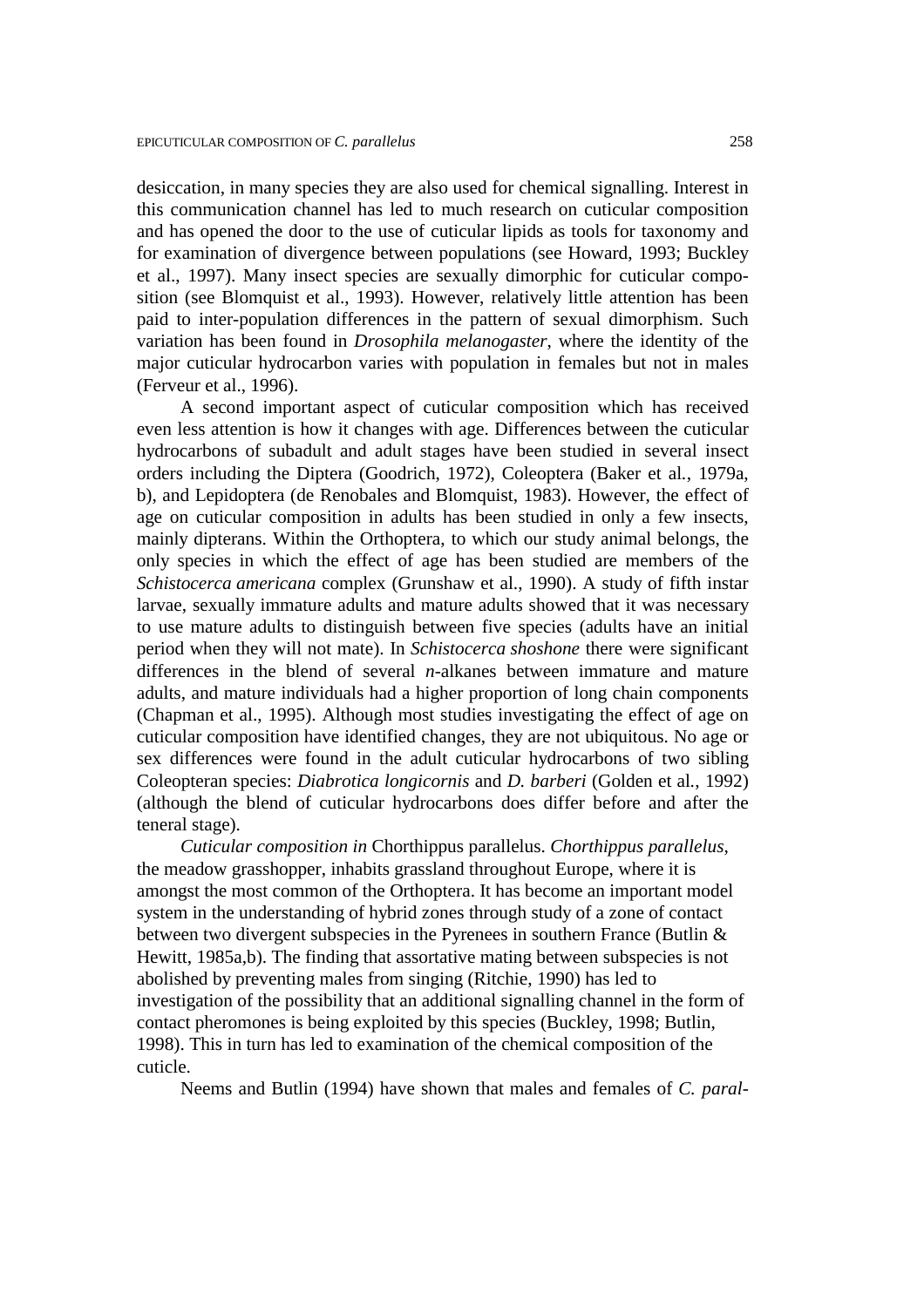desiccation, in many species they are also used for chemical signalling. Interest in this communication channel has led to much research on cuticular composition and has opened the door to the use of cuticular lipids as tools for taxonomy and for examination of divergence between populations (see Howard, 1993; Buckley et al., 1997). Many insect species are sexually dimorphic for cuticular composition (see Blomquist et al., 1993). However, relatively little attention has been paid to inter-population differences in the pattern of sexual dimorphism. Such variation has been found in *Drosophila melanogaster*, where the identity of the major cuticular hydrocarbon varies with population in females but not in males (Ferveur et al., 1996).

A second important aspect of cuticular composition which has received even less attention is how it changes with age. Differences between the cuticular hydrocarbons of subadult and adult stages have been studied in several insect orders including the Diptera (Goodrich, 1972), Coleoptera (Baker et al., 1979a, b), and Lepidoptera (de Renobales and Blomquist, 1983). However, the effect of age on cuticular composition in adults has been studied in only a few insects, mainly dipterans. Within the Orthoptera, to which our study animal belongs, the only species in which the effect of age has been studied are members of the *Schistocerca americana* complex (Grunshaw et al., 1990). A study of fifth instar larvae, sexually immature adults and mature adults showed that it was necessary to use mature adults to distinguish between five species (adults have an initial period when they will not mate). In *Schistocerca shoshone* there were significant differences in the blend of several *n*-alkanes between immature and mature adults, and mature individuals had a higher proportion of long chain components (Chapman et al., 1995). Although most studies investigating the effect of age on cuticular composition have identified changes, they are not ubiquitous. No age or sex differences were found in the adult cuticular hydrocarbons of two sibling Coleopteran species: *Diabrotica longicornis* and *D. barberi* (Golden et al., 1992) (although the blend of cuticular hydrocarbons does differ before and after the teneral stage).

*Cuticular composition in* Chorthippus parallelus. *Chorthippus parallelus*, the meadow grasshopper, inhabits grassland throughout Europe, where it is amongst the most common of the Orthoptera. It has become an important model system in the understanding of hybrid zones through study of a zone of contact between two divergent subspecies in the Pyrenees in southern France (Butlin & Hewitt, 1985a,b). The finding that assortative mating between subspecies is not abolished by preventing males from singing (Ritchie, 1990) has led to investigation of the possibility that an additional signalling channel in the form of contact pheromones is being exploited by this species (Buckley, 1998; Butlin, 1998). This in turn has led to examination of the chemical composition of the cuticle.

Neems and Butlin (1994) have shown that males and females of *C. paral-*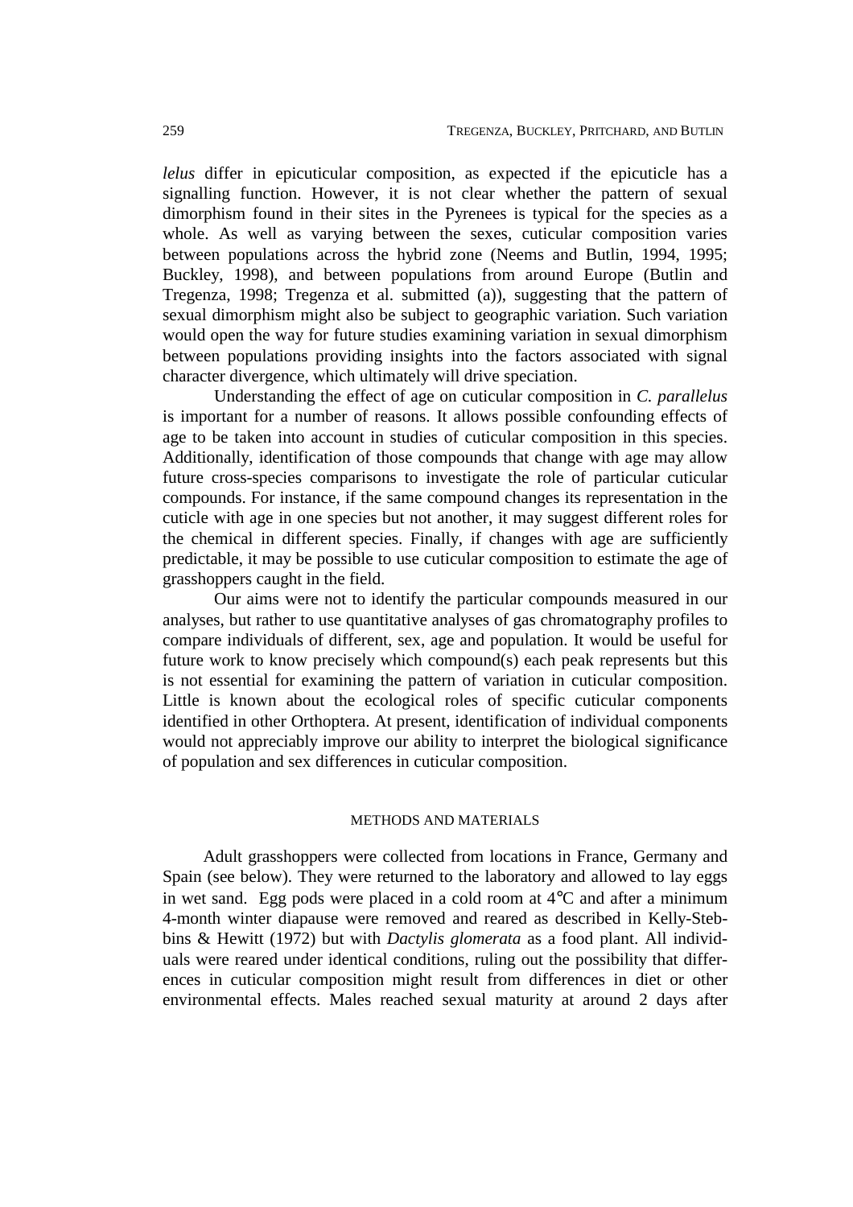*lelus* differ in epicuticular composition, as expected if the epicuticle has a signalling function. However, it is not clear whether the pattern of sexual dimorphism found in their sites in the Pyrenees is typical for the species as a whole. As well as varying between the sexes, cuticular composition varies between populations across the hybrid zone (Neems and Butlin, 1994, 1995; Buckley, 1998), and between populations from around Europe (Butlin and Tregenza, 1998; Tregenza et al. submitted (a)), suggesting that the pattern of sexual dimorphism might also be subject to geographic variation. Such variation would open the way for future studies examining variation in sexual dimorphism between populations providing insights into the factors associated with signal character divergence, which ultimately will drive speciation.

Understanding the effect of age on cuticular composition in *C. parallelus* is important for a number of reasons. It allows possible confounding effects of age to be taken into account in studies of cuticular composition in this species. Additionally, identification of those compounds that change with age may allow future cross-species comparisons to investigate the role of particular cuticular compounds. For instance, if the same compound changes its representation in the cuticle with age in one species but not another, it may suggest different roles for the chemical in different species. Finally, if changes with age are sufficiently predictable, it may be possible to use cuticular composition to estimate the age of grasshoppers caught in the field.

Our aims were not to identify the particular compounds measured in our analyses, but rather to use quantitative analyses of gas chromatography profiles to compare individuals of different, sex, age and population. It would be useful for future work to know precisely which compound(s) each peak represents but this is not essential for examining the pattern of variation in cuticular composition. Little is known about the ecological roles of specific cuticular components identified in other Orthoptera. At present, identification of individual components would not appreciably improve our ability to interpret the biological significance of population and sex differences in cuticular composition.

## METHODS AND MATERIALS

Adult grasshoppers were collected from locations in France, Germany and Spain (see below). They were returned to the laboratory and allowed to lay eggs in wet sand. Egg pods were placed in a cold room at 4°C and after a minimum 4-month winter diapause were removed and reared as described in Kelly-Stebbins & Hewitt (1972) but with *Dactylis glomerata* as a food plant. All individuals were reared under identical conditions, ruling out the possibility that differences in cuticular composition might result from differences in diet or other environmental effects. Males reached sexual maturity at around 2 days after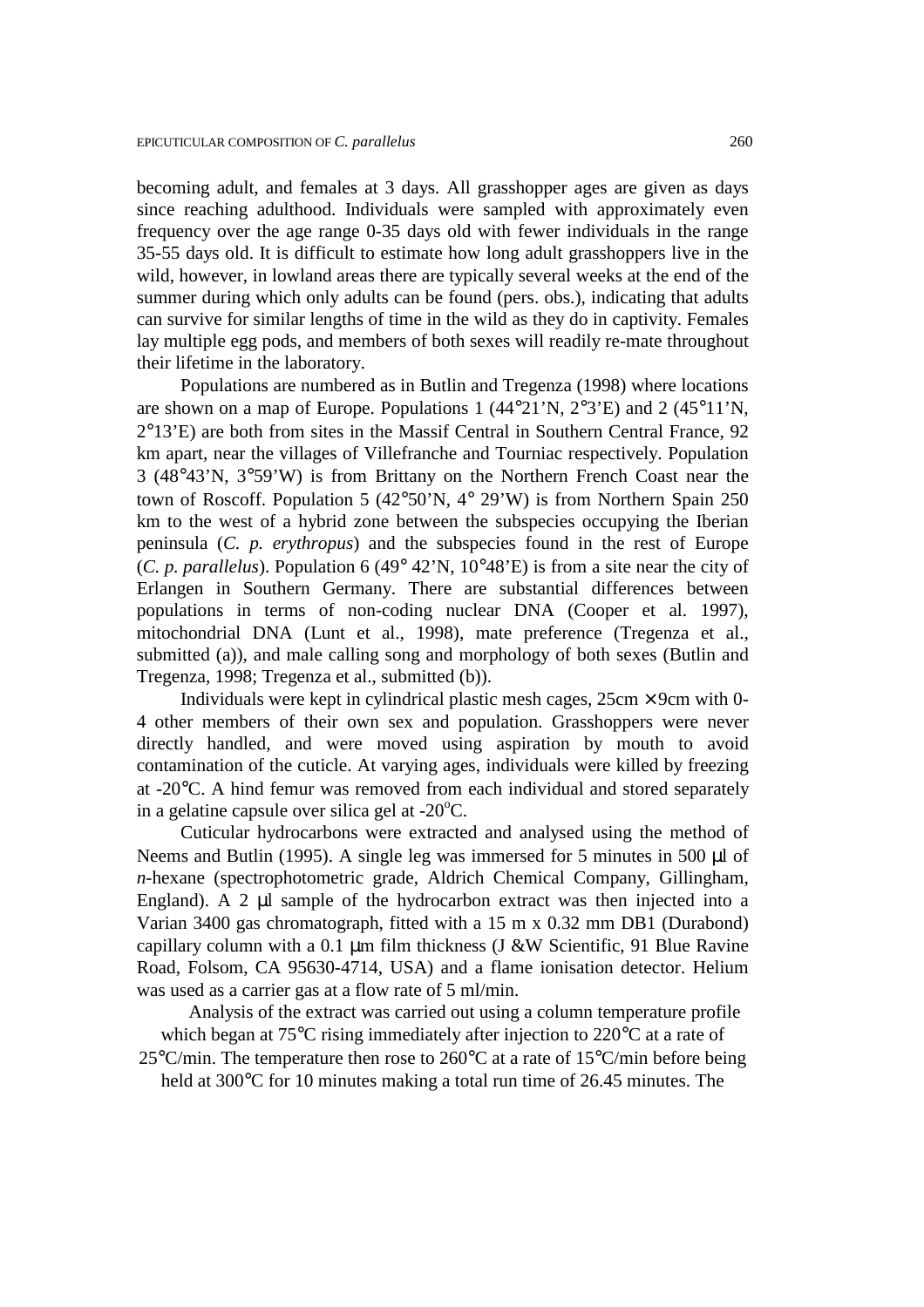becoming adult, and females at 3 days. All grasshopper ages are given as days since reaching adulthood. Individuals were sampled with approximately even frequency over the age range 0-35 days old with fewer individuals in the range 35-55 days old. It is difficult to estimate how long adult grasshoppers live in the wild, however, in lowland areas there are typically several weeks at the end of the summer during which only adults can be found (pers. obs.), indicating that adults can survive for similar lengths of time in the wild as they do in captivity. Females lay multiple egg pods, and members of both sexes will readily re-mate throughout their lifetime in the laboratory.

Populations are numbered as in Butlin and Tregenza (1998) where locations are shown on a map of Europe. Populations 1 (44°21'N, 2°3'E) and 2 (45°11'N, 2°13'E) are both from sites in the Massif Central in Southern Central France, 92 km apart, near the villages of Villefranche and Tourniac respectively. Population 3 (48°43'N, 3°59'W) is from Brittany on the Northern French Coast near the town of Roscoff. Population 5 (42°50'N, 4° 29'W) is from Northern Spain 250 km to the west of a hybrid zone between the subspecies occupying the Iberian peninsula (*C. p. erythropus*) and the subspecies found in the rest of Europe (*C. p. parallelus*). Population 6 (49° 42'N, 10°48'E) is from a site near the city of Erlangen in Southern Germany. There are substantial differences between populations in terms of non-coding nuclear DNA (Cooper et al. 1997), mitochondrial DNA (Lunt et al., 1998), mate preference (Tregenza et al., submitted (a)), and male calling song and morphology of both sexes (Butlin and Tregenza, 1998; Tregenza et al., submitted (b)).

Individuals were kept in cylindrical plastic mesh cages, 25cm × 9cm with 0-4 other members of their own sex and population. Grasshoppers were never directly handled, and were moved using aspiration by mouth to avoid contamination of the cuticle. At varying ages, individuals were killed by freezing at -20°C. A hind femur was removed from each individual and stored separately in a gelatine capsule over silica gel at -20°C.

Cuticular hydrocarbons were extracted and analysed using the method of Neems and Butlin (1995). A single leg was immersed for 5 minutes in 500 µl of *n*-hexane (spectrophotometric grade, Aldrich Chemical Company, Gillingham, England). A 2 µl sample of the hydrocarbon extract was then injected into a Varian 3400 gas chromatograph, fitted with a 15 m x 0.32 mm DB1 (Durabond) capillary column with a 0.1 µm film thickness (J &W Scientific, 91 Blue Ravine Road, Folsom, CA 95630-4714, USA) and a flame ionisation detector. Helium was used as a carrier gas at a flow rate of 5 ml/min.

Analysis of the extract was carried out using a column temperature profile which began at 75°C rising immediately after injection to 220°C at a rate of 25°C/min. The temperature then rose to 260°C at a rate of 15°C/min before being held at 300°C for 10 minutes making a total run time of 26.45 minutes. The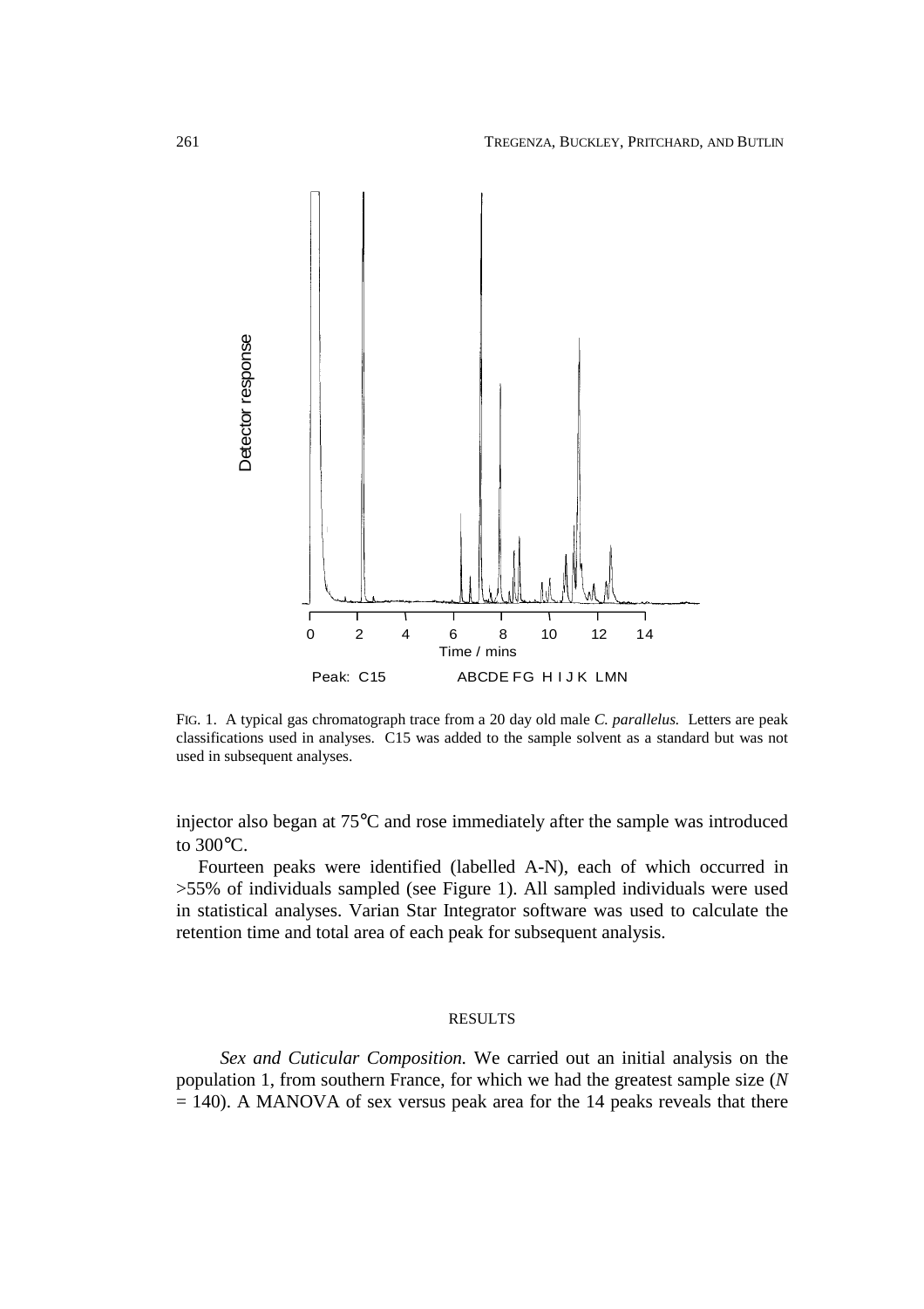FIG. 1. A typical gas chromatograph trace from a 20 day old male *C. parallelus.* Letters are peak classifications used in analyses. C15 was added to the sample solvent as a standard but was not used in subsequent analyses.

injector also began at 75°C and rose immediately after the sample was introduced to 300°C.

Fourteen peaks were identified (labelled A-N), each of which occurred in >55% of individuals sampled (see Figure 1). All sampled individuals were used in statistical analyses. Varian Star Integrator software was used to calculate the retention time and total area of each peak for subsequent analysis.

## RESULTS

*Sex and Cuticular Composition.* We carried out an initial analysis on the population 1, from southern France, for which we had the greatest sample size ($N = 140$). A MANOVA of sex versus peak area for the 14 peaks reveals that there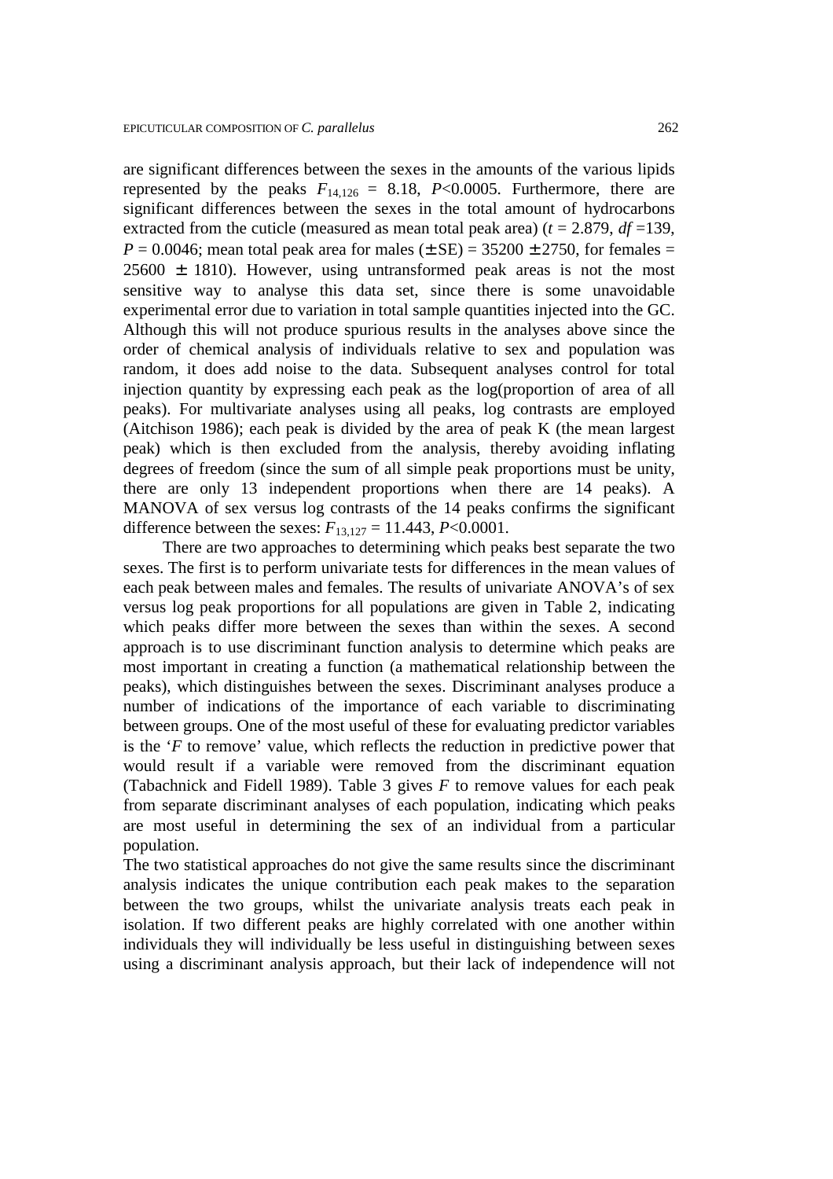are significant differences between the sexes in the amounts of the various lipids represented by the peaks $F_{14,126}$ = 8.18, $P$<0.0005. Furthermore, there are significant differences between the sexes in the total amount of hydrocarbons extracted from the cuticle (measured as mean total peak area) ($t$ = 2.879, $df$ =139, $P$ = 0.0046; mean total peak area for males (± SE) = 35200 ± 2750, for females = 25600 ± 1810). However, using untransformed peak areas is not the most sensitive way to analyse this data set, since there is some unavoidable experimental error due to variation in total sample quantities injected into the GC. Although this will not produce spurious results in the analyses above since the order of chemical analysis of individuals relative to sex and population was random, it does add noise to the data. Subsequent analyses control for total injection quantity by expressing each peak as the log(proportion of area of all peaks). For multivariate analyses using all peaks, log contrasts are employed (Aitchison 1986); each peak is divided by the area of peak K (the mean largest peak) which is then excluded from the analysis, thereby avoiding inflating degrees of freedom (since the sum of all simple peak proportions must be unity, there are only 13 independent proportions when there are 14 peaks). A MANOVA of sex versus log contrasts of the 14 peaks confirms the significant difference between the sexes: $F_{13,127}$ = 11.443, $P$<0.0001.

There are two approaches to determining which peaks best separate the two sexes. The first is to perform univariate tests for differences in the mean values of each peak between males and females. The results of univariate ANOVA's of sex versus log peak proportions for all populations are given in Table 2, indicating which peaks differ more between the sexes than within the sexes. A second approach is to use discriminant function analysis to determine which peaks are most important in creating a function (a mathematical relationship between the peaks), which distinguishes between the sexes. Discriminant analyses produce a number of indications of the importance of each variable to discriminating between groups. One of the most useful of these for evaluating predictor variables is the '*F* to remove' value, which reflects the reduction in predictive power that would result if a variable were removed from the discriminant equation (Tabachnick and Fidell 1989). Table 3 gives *F* to remove values for each peak from separate discriminant analyses of each population, indicating which peaks are most useful in determining the sex of an individual from a particular population.

The two statistical approaches do not give the same results since the discriminant analysis indicates the unique contribution each peak makes to the separation between the two groups, whilst the univariate analysis treats each peak in isolation. If two different peaks are highly correlated with one another within individuals they will individually be less useful in distinguishing between sexes using a discriminant analysis approach, but their lack of independence will not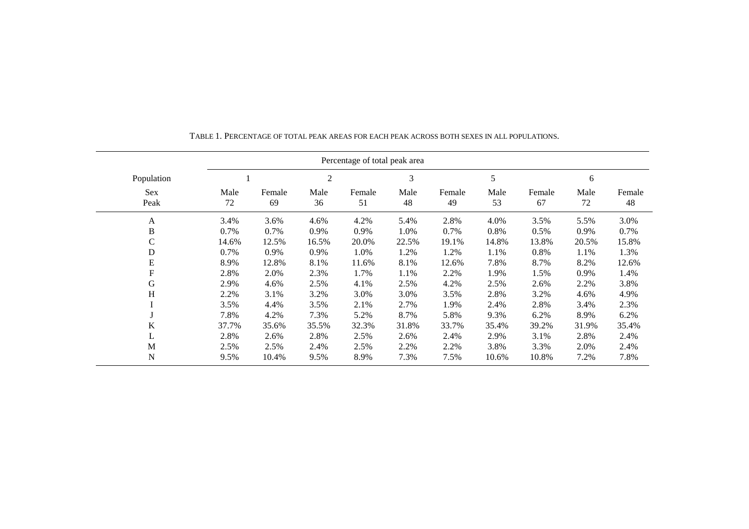TABLE 1. PERCENTAGE OF TOTAL PEAK AREAS FOR EACH PEAK ACROSS BOTH SEXES IN ALL POPULATIONS.

| | Percentage of total peak area | | | | | | | | | |
|---|---|---|---|---|---|---|---|---|---|---|
| Population | 1 | | 2 | | 3 | | 5 | | 6 | |
| Sex | Male | Female | Male | Female | Male | Female | Male | Female | Male | Female |
| Peak | 72 | 69 | 36 | 51 | 48 | 49 | 53 | 67 | 72 | 48 |
| A | 3.4% | 3.6% | 4.6% | 4.2% | 5.4% | 2.8% | 4.0% | 3.5% | 5.5% | 3.0% |
| B | 0.7% | 0.7% | 0.9% | 0.9% | 1.0% | 0.7% | 0.8% | 0.5% | 0.9% | 0.7% |
| C | 14.6% | 12.5% | 16.5% | 20.0% | 22.5% | 19.1% | 14.8% | 13.8% | 20.5% | 15.8% |
| D | 0.7% | 0.9% | 0.9% | 1.0% | 1.2% | 1.2% | 1.1% | 0.8% | 1.1% | 1.3% |
| E | 8.9% | 12.8% | 8.1% | 11.6% | 8.1% | 12.6% | 7.8% | 8.7% | 8.2% | 12.6% |
| F | 2.8% | 2.0% | 2.3% | 1.7% | 1.1% | 2.2% | 1.9% | 1.5% | 0.9% | 1.4% |
| G | 2.9% | 4.6% | 2.5% | 4.1% | 2.5% | 4.2% | 2.5% | 2.6% | 2.2% | 3.8% |
| H | 2.2% | 3.1% | 3.2% | 3.0% | 3.0% | 3.5% | 2.8% | 3.2% | 4.6% | 4.9% |
| I | 3.5% | 4.4% | 3.5% | 2.1% | 2.7% | 1.9% | 2.4% | 2.8% | 3.4% | 2.3% |
| J | 7.8% | 4.2% | 7.3% | 5.2% | 8.7% | 5.8% | 9.3% | 6.2% | 8.9% | 6.2% |
| K | 37.7% | 35.6% | 35.5% | 32.3% | 31.8% | 33.7% | 35.4% | 39.2% | 31.9% | 35.4% |
| L | 2.8% | 2.6% | 2.8% | 2.5% | 2.6% | 2.4% | 2.9% | 3.1% | 2.8% | 2.4% |
| M | 2.5% | 2.5% | 2.4% | 2.5% | 2.2% | 2.2% | 3.8% | 3.3% | 2.0% | 2.4% |
| N | 9.5% | 10.4% | 9.5% | 8.9% | 7.3% | 7.5% | 10.6% | 10.8% | 7.2% | 7.8% |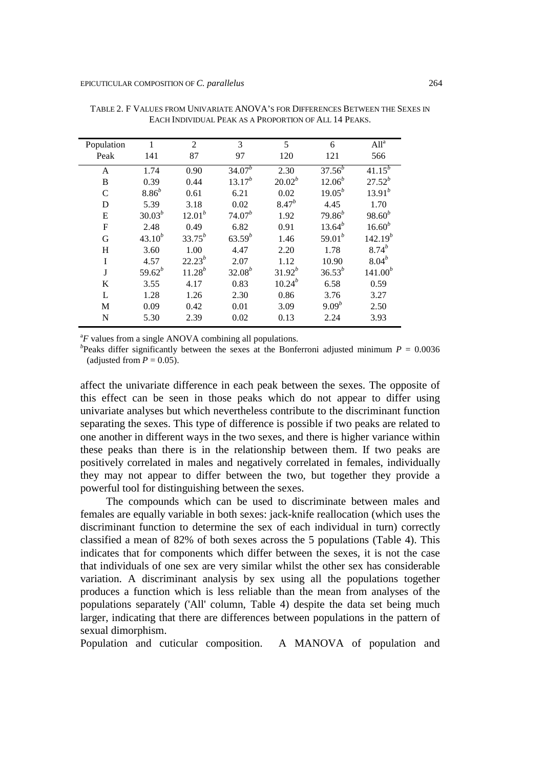TABLE 2. F VALUES FROM UNIVARIATE ANOVA'S FOR DIFFERENCES BETWEEN THE SEXES IN EACH INDIVIDUAL PEAK AS A PROPORTION OF ALL 14 PEAKS.

| Population | 1 | 2 | 3 | 5 | 6 | All[a] |
|---|---|---|---|---|---|---|
| Peak | 141 | 87 | 97 | 120 | 121 | 566 |
| A | 1.74 | 0.90 | 34.07[b] | 2.30 | 37.56[b] | 41.15[b] |
| B | 0.39 | 0.44 | 13.17[b] | 20.02[b] | 12.06[b] | 27.52[b] |
| C | 8.86[b] | 0.61 | 6.21 | 0.02 | 19.05[b] | 13.91[b] |
| D | 5.39 | 3.18 | 0.02 | 8.47[b] | 4.45 | 1.70 |
| E | 30.03[b] | 12.01[b] | 74.07[b] | 1.92 | 79.86[b] | 98.60[b] |
| F | 2.48 | 0.49 | 6.82 | 0.91 | 13.64[b] | 16.60[b] |
| G | 43.10[b] | 33.75[b] | 63.59[b] | 1.46 | 59.01[b] | 142.19[b] |
| H | 3.60 | 1.00 | 4.47 | 2.20 | 1.78 | 8.74[b] |
| I | 4.57 | 22.23[b] | 2.07 | 1.12 | 10.90 | 8.04[b] |
| J | 59.62[b] | 11.28[b] | 32.08[b] | 31.92[b] | 36.53[b] | 141.00[b] |
| K | 3.55 | 4.17 | 0.83 | 10.24[b] | 6.58 | 0.59 |
| L | 1.28 | 1.26 | 2.30 | 0.86 | 3.76 | 3.27 |
| M | 0.09 | 0.42 | 0.01 | 3.09 | 9.09[b] | 2.50 |
| N | 5.30 | 2.39 | 0.02 | 0.13 | 2.24 | 3.93 |

[a]*F* values from a single ANOVA combining all populations.
[b]Peaks differ significantly between the sexes at the Bonferroni adjusted minimum $P = 0.0036$ (adjusted from $P = 0.05$).

affect the univariate difference in each peak between the sexes. The opposite of this effect can be seen in those peaks which do not appear to differ using univariate analyses but which nevertheless contribute to the discriminant function separating the sexes. This type of difference is possible if two peaks are related to one another in different ways in the two sexes, and there is higher variance within these peaks than there is in the relationship between them. If two peaks are positively correlated in males and negatively correlated in females, individually they may not appear to differ between the two, but together they provide a powerful tool for distinguishing between the sexes.

The compounds which can be used to discriminate between males and females are equally variable in both sexes: jack-knife reallocation (which uses the discriminant function to determine the sex of each individual in turn) correctly classified a mean of 82% of both sexes across the 5 populations (Table 4). This indicates that for components which differ between the sexes, it is not the case that individuals of one sex are very similar whilst the other sex has considerable variation. A discriminant analysis by sex using all the populations together produces a function which is less reliable than the mean from analyses of the populations separately ('All' column, Table 4) despite the data set being much larger, indicating that there are differences between populations in the pattern of sexual dimorphism.

Population and cuticular composition. A MANOVA of population and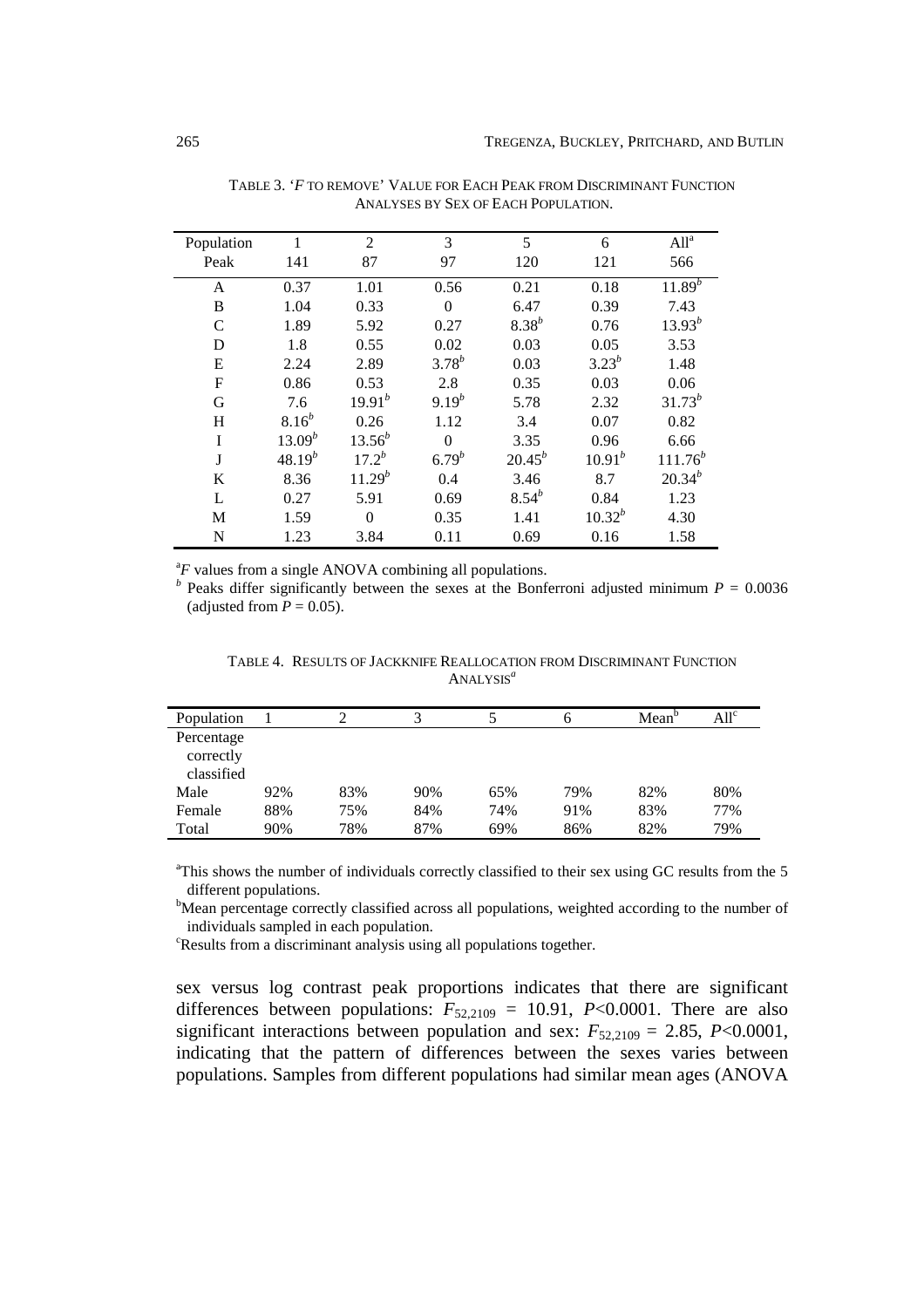TABLE 3. '*F* TO REMOVE' VALUE FOR EACH PEAK FROM DISCRIMINANT FUNCTION ANALYSES BY SEX OF EACH POPULATION.

| Population | 1 | 2 | 3 | 5 | 6 | All[a] |
|---|---|---|---|---|---|---|
| Peak | 141 | 87 | 97 | 120 | 121 | 566 |
| A | 0.37 | 1.01 | 0.56 | 0.21 | 0.18 | 11.89[b] |
| B | 1.04 | 0.33 | 0 | 6.47 | 0.39 | 7.43 |
| C | 1.89 | 5.92 | 0.27 | 8.38[b] | 0.76 | 13.93[b] |
| D | 1.8 | 0.55 | 0.02 | 0.03 | 0.05 | 3.53 |
| E | 2.24 | 2.89 | 3.78[b] | 0.03 | 3.23[b] | 1.48 |
| F | 0.86 | 0.53 | 2.8 | 0.35 | 0.03 | 0.06 |
| G | 7.6 | 19.91[b] | 9.19[b] | 5.78 | 2.32 | 31.73[b] |
| H | 8.16[b] | 0.26 | 1.12 | 3.4 | 0.07 | 0.82 |
| I | 13.09[b] | 13.56[b] | 0 | 3.35 | 0.96 | 6.66 |
| J | 48.19[b] | 17.2[b] | 6.79[b] | 20.45[b] | 10.91[b] | 111.76[b] |
| K | 8.36 | 11.29[b] | 0.4 | 3.46 | 8.7 | 20.34[b] |
| L | 0.27 | 5.91 | 0.69 | 8.54[b] | 0.84 | 1.23 |
| M | 1.59 | 0 | 0.35 | 1.41 | 10.32[b] | 4.30 |
| N | 1.23 | 3.84 | 0.11 | 0.69 | 0.16 | 1.58 |

[a]*F* values from a single ANOVA combining all populations.
[b] Peaks differ significantly between the sexes at the Bonferroni adjusted minimum $P = 0.0036$ (adjusted from $P = 0.05$).

TABLE 4. RESULTS OF JACKKNIFE REALLOCATION FROM DISCRIMINANT FUNCTION ANALYSIS[a]

| Population | 1 | 2 | 3 | 5 | 6 | Mean[b] | All[c] |
|---|---|---|---|---|---|---|---|
| Percentage correctly classified | | | | | | | |
| Male | 92% | 83% | 90% | 65% | 79% | 82% | 80% |
| Female | 88% | 75% | 84% | 74% | 91% | 83% | 77% |
| Total | 90% | 78% | 87% | 69% | 86% | 82% | 79% |

[a]This shows the number of individuals correctly classified to their sex using GC results from the 5 different populations.
[b]Mean percentage correctly classified across all populations, weighted according to the number of individuals sampled in each population.
[c]Results from a discriminant analysis using all populations together.

sex versus log contrast peak proportions indicates that there are significant differences between populations: $F_{52,2109} = 10.91$, $P<0.0001$. There are also significant interactions between population and sex: $F_{52,2109} = 2.85$, $P<0.0001$, indicating that the pattern of differences between the sexes varies between populations. Samples from different populations had similar mean ages (ANOVA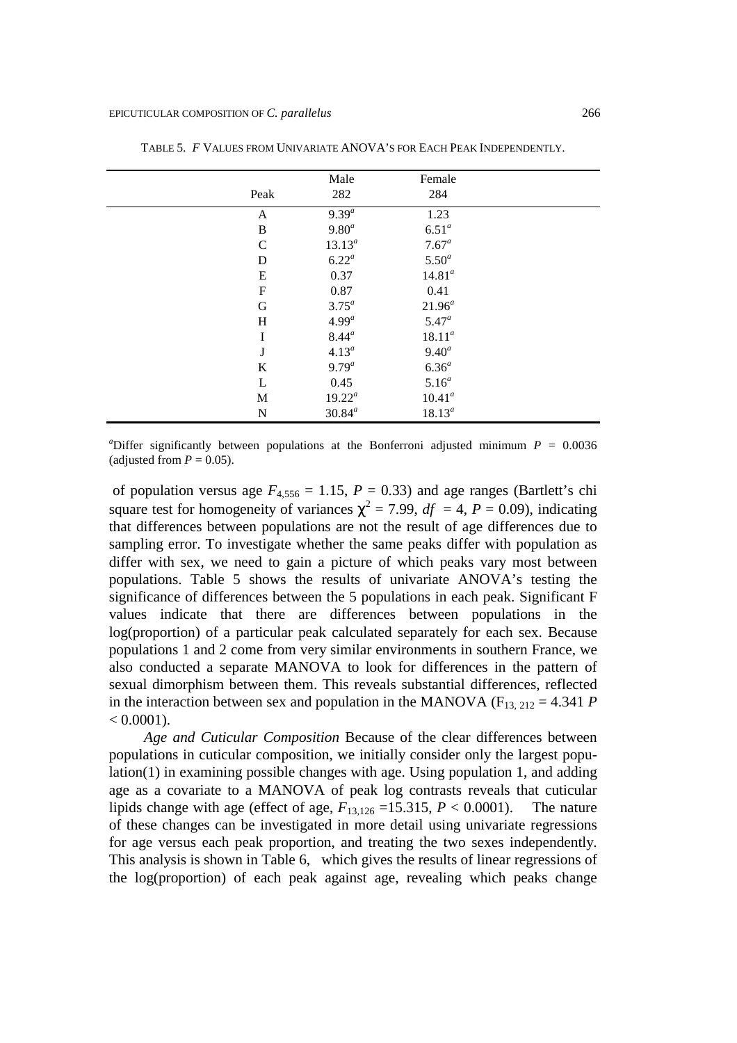TABLE 5. *F* VALUES FROM UNIVARIATE ANOVA'S FOR EACH PEAK INDEPENDENTLY.

| Peak | Male 282 | Female 284 |
|---|---|---|
| A | 9.39[a] | 1.23 |
| B | 9.80[a] | 6.51[a] |
| C | 13.13[a] | 7.67[a] |
| D | 6.22[a] | 5.50[a] |
| E | 0.37 | 14.81[a] |
| F | 0.87 | 0.41 |
| G | 3.75[a] | 21.96[a] |
| H | 4.99[a] | 5.47[a] |
| I | 8.44[a] | 18.11[a] |
| J | 4.13[a] | 9.40[a] |
| K | 9.79[a] | 6.36[a] |
| L | 0.45 | 5.16[a] |
| M | 19.22[a] | 10.41[a] |
| N | 30.84[a] | 18.13[a] |

[a]Differ significantly between populations at the Bonferroni adjusted minimum $P = 0.0036$ (adjusted from $P = 0.05$).

of population versus age $F_{4,556} = 1.15$, $P = 0.33$) and age ranges (Bartlett's chi square test for homogeneity of variances $\chi^2 = 7.99$, $df = 4$, $P = 0.09$), indicating that differences between populations are not the result of age differences due to sampling error. To investigate whether the same peaks differ with population as differ with sex, we need to gain a picture of which peaks vary most between populations. Table 5 shows the results of univariate ANOVA's testing the significance of differences between the 5 populations in each peak. Significant F values indicate that there are differences between populations in the log(proportion) of a particular peak calculated separately for each sex. Because populations 1 and 2 come from very similar environments in southern France, we also conducted a separate MANOVA to look for differences in the pattern of sexual dimorphism between them. This reveals substantial differences, reflected in the interaction between sex and population in the MANOVA ($F_{13, 212} = 4.341$ $P < 0.0001$).

*Age and Cuticular Composition* Because of the clear differences between populations in cuticular composition, we initially consider only the largest population(1) in examining possible changes with age. Using population 1, and adding age as a covariate to a MANOVA of peak log contrasts reveals that cuticular lipids change with age (effect of age, $F_{13,126} = 15.315$, $P < 0.0001$). The nature of these changes can be investigated in more detail using univariate regressions for age versus each peak proportion, and treating the two sexes independently. This analysis is shown in Table 6, which gives the results of linear regressions of the log(proportion) of each peak against age, revealing which peaks change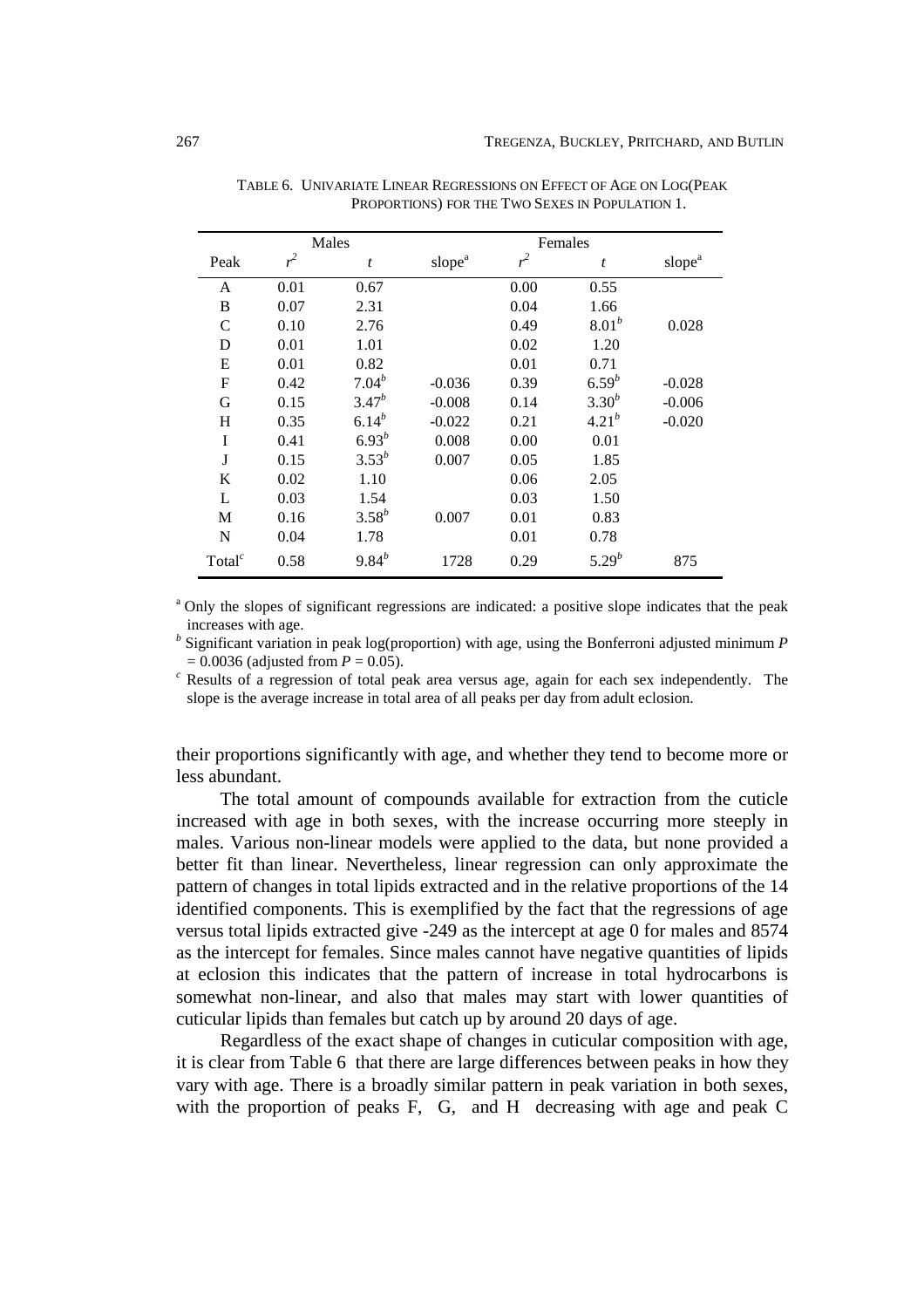TABLE 6. UNIVARIATE LINEAR REGRESSIONS ON EFFECT OF AGE ON LOG(PEAK PROPORTIONS) FOR THE TWO SEXES IN POPULATION 1.

| | Males | | | Females | | |
|---|---|---|---|---|---|---|
| Peak | $r^2$ | $t$ | slope[a] | $r^2$ | $t$ | slope[a] |
| A | 0.01 | 0.67 | | 0.00 | 0.55 | |
| B | 0.07 | 2.31 | | 0.04 | 1.66 | |
| C | 0.10 | 2.76 | | 0.49 | 8.01[b] | 0.028 |
| D | 0.01 | 1.01 | | 0.02 | 1.20 | |
| E | 0.01 | 0.82 | | 0.01 | 0.71 | |
| F | 0.42 | 7.04[b] | -0.036 | 0.39 | 6.59[b] | -0.028 |
| G | 0.15 | 3.47[b] | -0.008 | 0.14 | 3.30[b] | -0.006 |
| H | 0.35 | 6.14[b] | -0.022 | 0.21 | 4.21[b] | -0.020 |
| I | 0.41 | 6.93[b] | 0.008 | 0.00 | 0.01 | |
| J | 0.15 | 3.53[b] | 0.007 | 0.05 | 1.85 | |
| K | 0.02 | 1.10 | | 0.06 | 2.05 | |
| L | 0.03 | 1.54 | | 0.03 | 1.50 | |
| M | 0.16 | 3.58[b] | 0.007 | 0.01 | 0.83 | |
| N | 0.04 | 1.78 | | 0.01 | 0.78 | |
| Total[c] | 0.58 | 9.84[b] | 1728 | 0.29 | 5.29[b] | 875 |

[a] Only the slopes of significant regressions are indicated: a positive slope indicates that the peak increases with age.

[b] Significant variation in peak log(proportion) with age, using the Bonferroni adjusted minimum $P = 0.0036$ (adjusted from $P = 0.05$).

[c] Results of a regression of total peak area versus age, again for each sex independently. The slope is the average increase in total area of all peaks per day from adult eclosion.

their proportions significantly with age, and whether they tend to become more or less abundant.

The total amount of compounds available for extraction from the cuticle increased with age in both sexes, with the increase occurring more steeply in males. Various non-linear models were applied to the data, but none provided a better fit than linear. Nevertheless, linear regression can only approximate the pattern of changes in total lipids extracted and in the relative proportions of the 14 identified components. This is exemplified by the fact that the regressions of age versus total lipids extracted give -249 as the intercept at age 0 for males and 8574 as the intercept for females. Since males cannot have negative quantities of lipids at eclosion this indicates that the pattern of increase in total hydrocarbons is somewhat non-linear, and also that males may start with lower quantities of cuticular lipids than females but catch up by around 20 days of age.

Regardless of the exact shape of changes in cuticular composition with age, it is clear from Table 6 that there are large differences between peaks in how they vary with age. There is a broadly similar pattern in peak variation in both sexes, with the proportion of peaks F, G, and H decreasing with age and peak C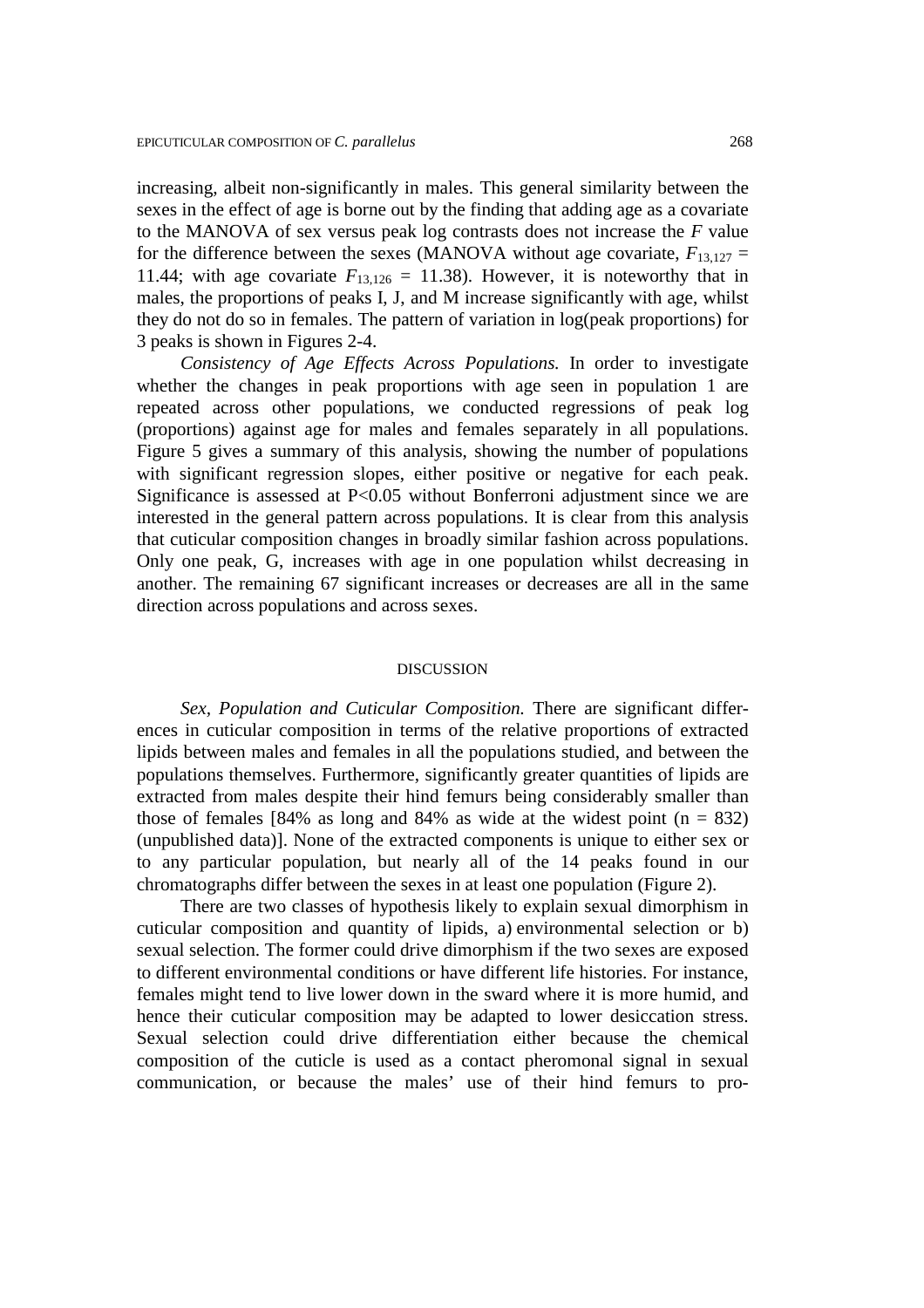increasing, albeit non-significantly in males. This general similarity between the sexes in the effect of age is borne out by the finding that adding age as a covariate to the MANOVA of sex versus peak log contrasts does not increase the *F* value for the difference between the sexes (MANOVA without age covariate, $F_{13,127}$ = 11.44; with age covariate $F_{13,126}$ = 11.38). However, it is noteworthy that in males, the proportions of peaks I, J, and M increase significantly with age, whilst they do not do so in females. The pattern of variation in log(peak proportions) for 3 peaks is shown in Figures 2-4.

*Consistency of Age Effects Across Populations.* In order to investigate whether the changes in peak proportions with age seen in population 1 are repeated across other populations, we conducted regressions of peak log (proportions) against age for males and females separately in all populations. Figure 5 gives a summary of this analysis, showing the number of populations with significant regression slopes, either positive or negative for each peak. Significance is assessed at $P<0.05$ without Bonferroni adjustment since we are interested in the general pattern across populations. It is clear from this analysis that cuticular composition changes in broadly similar fashion across populations. Only one peak, G, increases with age in one population whilst decreasing in another. The remaining 67 significant increases or decreases are all in the same direction across populations and across sexes.

## DISCUSSION

*Sex, Population and Cuticular Composition.* There are significant differences in cuticular composition in terms of the relative proportions of extracted lipids between males and females in all the populations studied, and between the populations themselves. Furthermore, significantly greater quantities of lipids are extracted from males despite their hind femurs being considerably smaller than those of females [84% as long and 84% as wide at the widest point (n = 832) (unpublished data)]. None of the extracted components is unique to either sex or to any particular population, but nearly all of the 14 peaks found in our chromatographs differ between the sexes in at least one population (Figure 2).

There are two classes of hypothesis likely to explain sexual dimorphism in cuticular composition and quantity of lipids, a) environmental selection or b) sexual selection. The former could drive dimorphism if the two sexes are exposed to different environmental conditions or have different life histories. For instance, females might tend to live lower down in the sward where it is more humid, and hence their cuticular composition may be adapted to lower desiccation stress. Sexual selection could drive differentiation either because the chemical composition of the cuticle is used as a contact pheromonal signal in sexual communication, or because the males' use of their hind femurs to pro-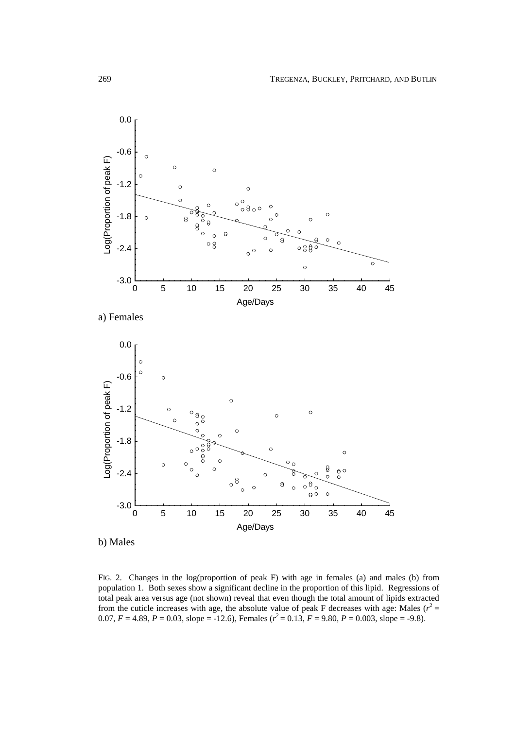a) Females

b) Males

FIG. 2. Changes in the log(proportion of peak F) with age in females (a) and males (b) from population 1. Both sexes show a significant decline in the proportion of this lipid. Regressions of total peak area versus age (not shown) reveal that even though the total amount of lipids extracted from the cuticle increases with age, the absolute value of peak F decreases with age: Males ($r^2$ = 0.07, $F$ = 4.89, $P$ = 0.03, slope = -12.6), Females ($r^2$ = 0.13, $F$ = 9.80, $P$ = 0.003, slope = -9.8).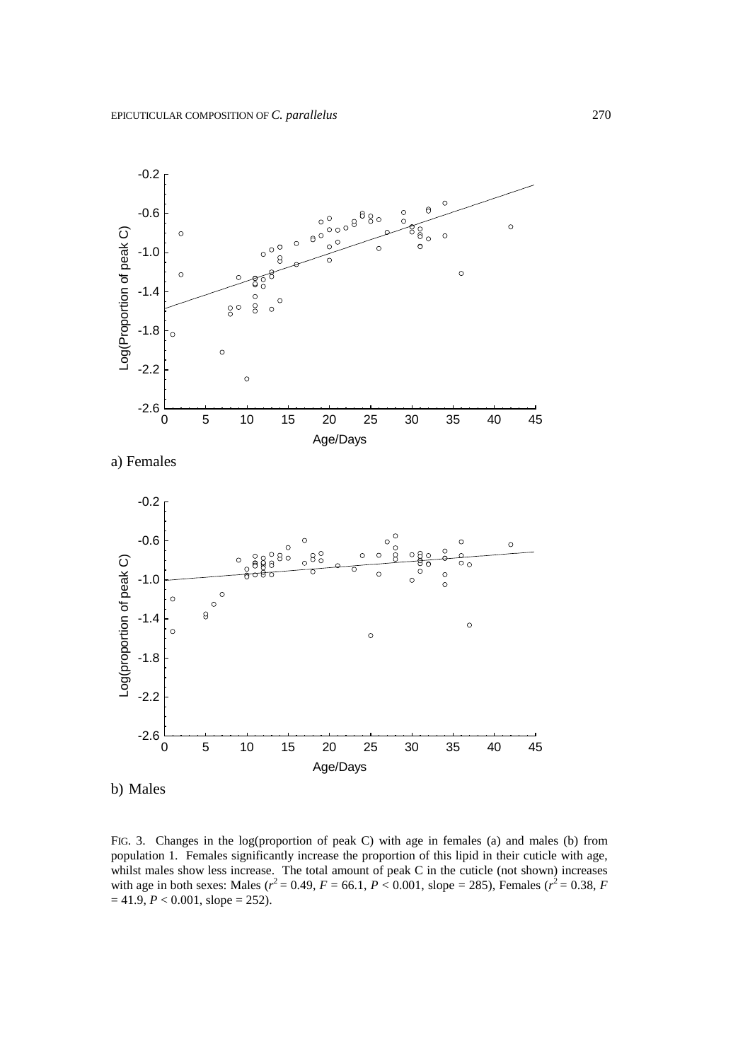a) Females

b) Males

FIG. 3. Changes in the log(proportion of peak C) with age in females (a) and males (b) from population 1. Females significantly increase the proportion of this lipid in their cuticle with age, whilst males show less increase. The total amount of peak C in the cuticle (not shown) increases with age in both sexes: Males ($r^2 = 0.49$, $F = 66.1$, $P < 0.001$, slope = 285), Females ($r^2 = 0.38$, $F = 41.9$, $P < 0.001$, slope = 252).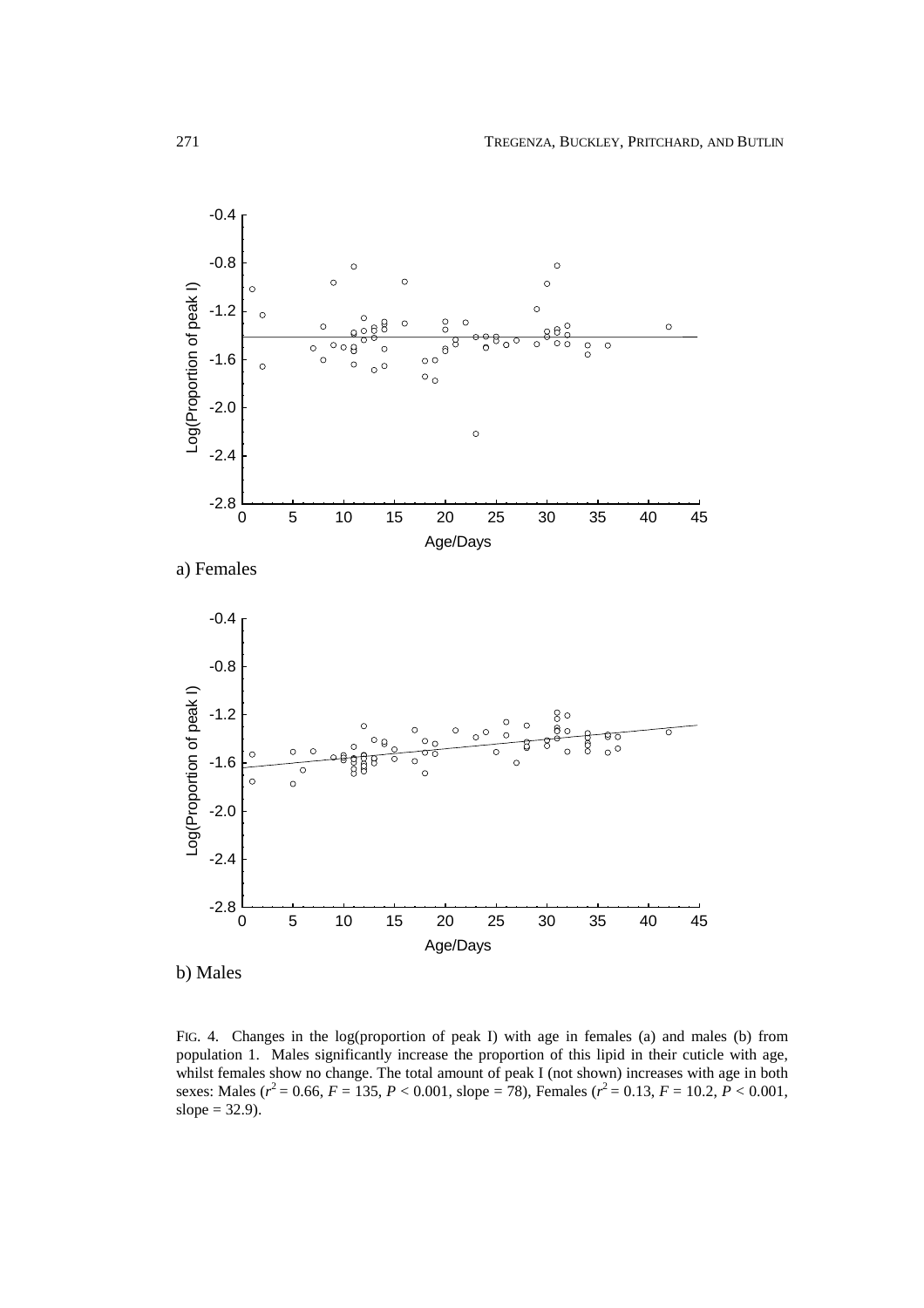a) Females

b) Males

FIG. 4. Changes in the log(proportion of peak I) with age in females (a) and males (b) from population 1. Males significantly increase the proportion of this lipid in their cuticle with age, whilst females show no change. The total amount of peak I (not shown) increases with age in both sexes: Males ($r^2 = 0.66$, $F = 135$, $P < 0.001$, slope = 78), Females ($r^2 = 0.13$, $F = 10.2$, $P < 0.001$, slope = 32.9).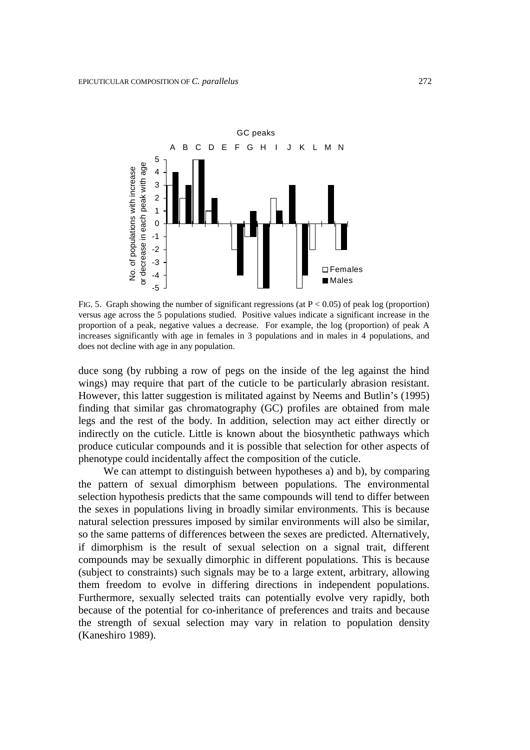FIG. 5. Graph showing the number of significant regressions (at $P < 0.05$) of peak log (proportion) versus age across the 5 populations studied. Positive values indicate a significant increase in the proportion of a peak, negative values a decrease. For example, the log (proportion) of peak A increases significantly with age in females in 3 populations and in males in 4 populations, and does not decline with age in any population.

duce song (by rubbing a row of pegs on the inside of the leg against the hind wings) may require that part of the cuticle to be particularly abrasion resistant. However, this latter suggestion is militated against by Neems and Butlin's (1995) finding that similar gas chromatography (GC) profiles are obtained from male legs and the rest of the body. In addition, selection may act either directly or indirectly on the cuticle. Little is known about the biosynthetic pathways which produce cuticular compounds and it is possible that selection for other aspects of phenotype could incidentally affect the composition of the cuticle.

We can attempt to distinguish between hypotheses a) and b), by comparing the pattern of sexual dimorphism between populations. The environmental selection hypothesis predicts that the same compounds will tend to differ between the sexes in populations living in broadly similar environments. This is because natural selection pressures imposed by similar environments will also be similar, so the same patterns of differences between the sexes are predicted. Alternatively, if dimorphism is the result of sexual selection on a signal trait, different compounds may be sexually dimorphic in different populations. This is because (subject to constraints) such signals may be to a large extent, arbitrary, allowing them freedom to evolve in differing directions in independent populations. Furthermore, sexually selected traits can potentially evolve very rapidly, both because of the potential for co-inheritance of preferences and traits and because the strength of sexual selection may vary in relation to population density (Kaneshiro 1989).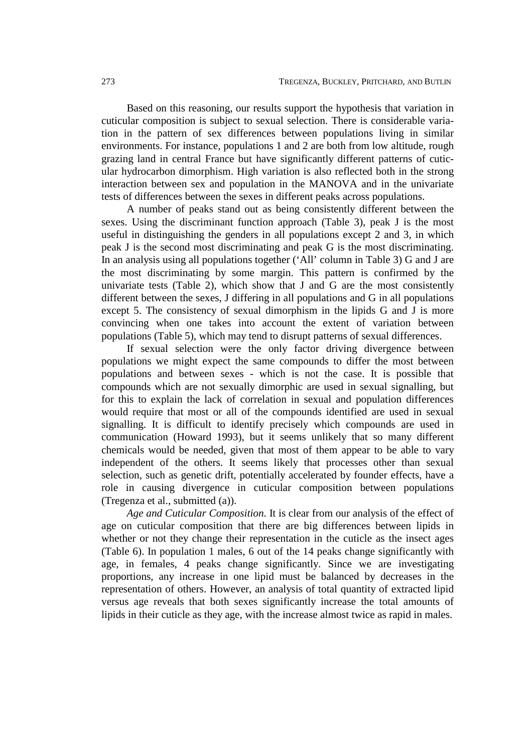Based on this reasoning, our results support the hypothesis that variation in cuticular composition is subject to sexual selection. There is considerable variation in the pattern of sex differences between populations living in similar environments. For instance, populations 1 and 2 are both from low altitude, rough grazing land in central France but have significantly different patterns of cuticular hydrocarbon dimorphism. High variation is also reflected both in the strong interaction between sex and population in the MANOVA and in the univariate tests of differences between the sexes in different peaks across populations.

A number of peaks stand out as being consistently different between the sexes. Using the discriminant function approach (Table 3), peak J is the most useful in distinguishing the genders in all populations except 2 and 3, in which peak J is the second most discriminating and peak G is the most discriminating. In an analysis using all populations together ('All' column in Table 3) G and J are the most discriminating by some margin. This pattern is confirmed by the univariate tests (Table 2), which show that J and G are the most consistently different between the sexes, J differing in all populations and G in all populations except 5. The consistency of sexual dimorphism in the lipids G and J is more convincing when one takes into account the extent of variation between populations (Table 5), which may tend to disrupt patterns of sexual differences.

If sexual selection were the only factor driving divergence between populations we might expect the same compounds to differ the most between populations and between sexes - which is not the case. It is possible that compounds which are not sexually dimorphic are used in sexual signalling, but for this to explain the lack of correlation in sexual and population differences would require that most or all of the compounds identified are used in sexual signalling. It is difficult to identify precisely which compounds are used in communication (Howard 1993), but it seems unlikely that so many different chemicals would be needed, given that most of them appear to be able to vary independent of the others. It seems likely that processes other than sexual selection, such as genetic drift, potentially accelerated by founder effects, have a role in causing divergence in cuticular composition between populations (Tregenza et al., submitted (a)).

*Age and Cuticular Composition.* It is clear from our analysis of the effect of age on cuticular composition that there are big differences between lipids in whether or not they change their representation in the cuticle as the insect ages (Table 6). In population 1 males, 6 out of the 14 peaks change significantly with age, in females, 4 peaks change significantly. Since we are investigating proportions, any increase in one lipid must be balanced by decreases in the representation of others. However, an analysis of total quantity of extracted lipid versus age reveals that both sexes significantly increase the total amounts of lipids in their cuticle as they age, with the increase almost twice as rapid in males.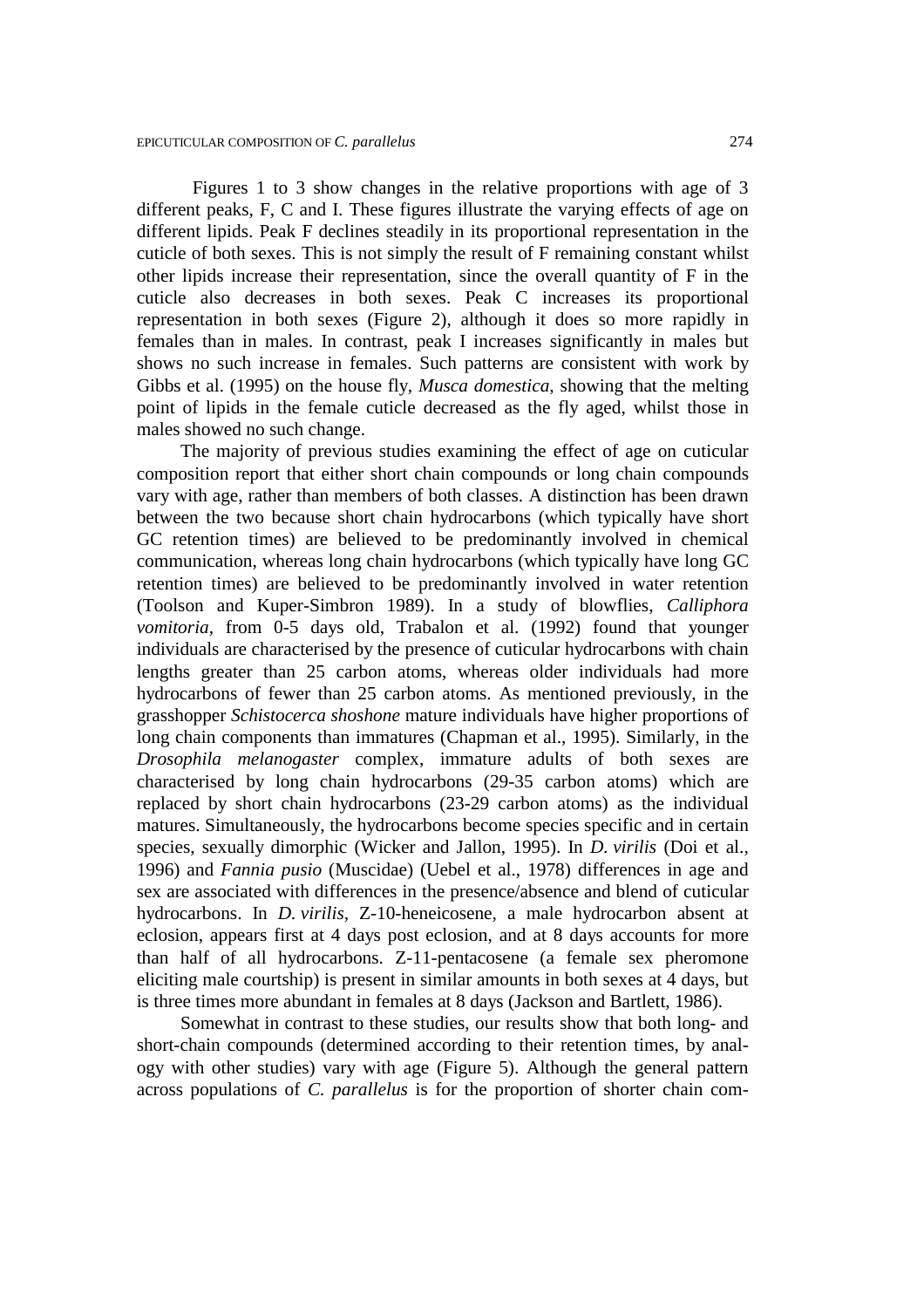Figures 1 to 3 show changes in the relative proportions with age of 3 different peaks, F, C and I. These figures illustrate the varying effects of age on different lipids. Peak F declines steadily in its proportional representation in the cuticle of both sexes. This is not simply the result of F remaining constant whilst other lipids increase their representation, since the overall quantity of F in the cuticle also decreases in both sexes. Peak C increases its proportional representation in both sexes (Figure 2), although it does so more rapidly in females than in males. In contrast, peak I increases significantly in males but shows no such increase in females. Such patterns are consistent with work by Gibbs et al. (1995) on the house fly, *Musca domestica*, showing that the melting point of lipids in the female cuticle decreased as the fly aged, whilst those in males showed no such change.

The majority of previous studies examining the effect of age on cuticular composition report that either short chain compounds or long chain compounds vary with age, rather than members of both classes. A distinction has been drawn between the two because short chain hydrocarbons (which typically have short GC retention times) are believed to be predominantly involved in chemical communication, whereas long chain hydrocarbons (which typically have long GC retention times) are believed to be predominantly involved in water retention (Toolson and Kuper-Simbron 1989). In a study of blowflies, *Calliphora vomitoria*, from 0-5 days old, Trabalon et al. (1992) found that younger individuals are characterised by the presence of cuticular hydrocarbons with chain lengths greater than 25 carbon atoms, whereas older individuals had more hydrocarbons of fewer than 25 carbon atoms. As mentioned previously, in the grasshopper *Schistocerca shoshone* mature individuals have higher proportions of long chain components than immatures (Chapman et al., 1995). Similarly, in the *Drosophila melanogaster* complex, immature adults of both sexes are characterised by long chain hydrocarbons (29-35 carbon atoms) which are replaced by short chain hydrocarbons (23-29 carbon atoms) as the individual matures. Simultaneously, the hydrocarbons become species specific and in certain species, sexually dimorphic (Wicker and Jallon, 1995). In *D. virilis* (Doi et al., 1996) and *Fannia pusio* (Muscidae) (Uebel et al., 1978) differences in age and sex are associated with differences in the presence/absence and blend of cuticular hydrocarbons. In *D. virilis*, Z-10-heneicosene, a male hydrocarbon absent at eclosion, appears first at 4 days post eclosion, and at 8 days accounts for more than half of all hydrocarbons. Z-11-pentacosene (a female sex pheromone eliciting male courtship) is present in similar amounts in both sexes at 4 days, but is three times more abundant in females at 8 days (Jackson and Bartlett, 1986).

Somewhat in contrast to these studies, our results show that both long- and short-chain compounds (determined according to their retention times, by analogy with other studies) vary with age (Figure 5). Although the general pattern across populations of *C. parallelus* is for the proportion of shorter chain com-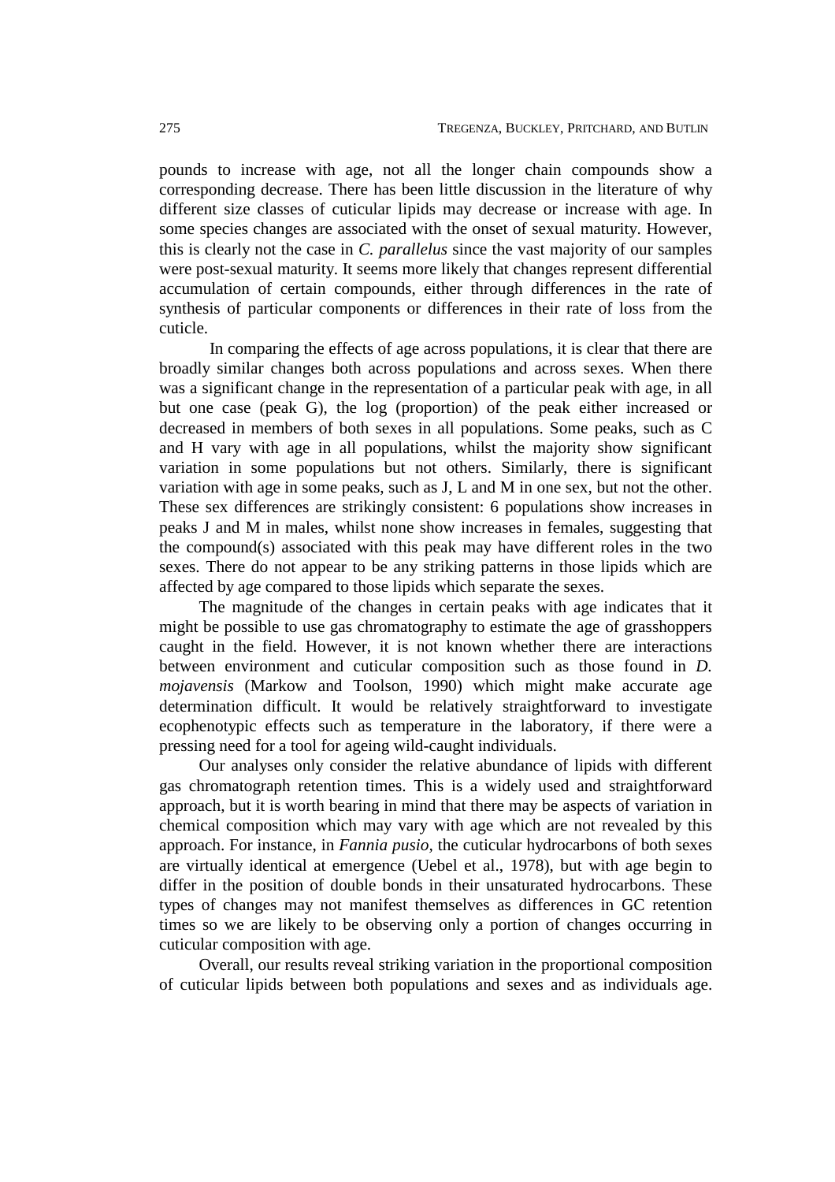pounds to increase with age, not all the longer chain compounds show a corresponding decrease. There has been little discussion in the literature of why different size classes of cuticular lipids may decrease or increase with age. In some species changes are associated with the onset of sexual maturity. However, this is clearly not the case in *C. parallelus* since the vast majority of our samples were post-sexual maturity. It seems more likely that changes represent differential accumulation of certain compounds, either through differences in the rate of synthesis of particular components or differences in their rate of loss from the cuticle.

In comparing the effects of age across populations, it is clear that there are broadly similar changes both across populations and across sexes. When there was a significant change in the representation of a particular peak with age, in all but one case (peak G), the log (proportion) of the peak either increased or decreased in members of both sexes in all populations. Some peaks, such as C and H vary with age in all populations, whilst the majority show significant variation in some populations but not others. Similarly, there is significant variation with age in some peaks, such as J, L and M in one sex, but not the other. These sex differences are strikingly consistent: 6 populations show increases in peaks J and M in males, whilst none show increases in females, suggesting that the compound(s) associated with this peak may have different roles in the two sexes. There do not appear to be any striking patterns in those lipids which are affected by age compared to those lipids which separate the sexes.

The magnitude of the changes in certain peaks with age indicates that it might be possible to use gas chromatography to estimate the age of grasshoppers caught in the field. However, it is not known whether there are interactions between environment and cuticular composition such as those found in *D. mojavensis* (Markow and Toolson, 1990) which might make accurate age determination difficult. It would be relatively straightforward to investigate ecophenotypic effects such as temperature in the laboratory, if there were a pressing need for a tool for ageing wild-caught individuals.

Our analyses only consider the relative abundance of lipids with different gas chromatograph retention times. This is a widely used and straightforward approach, but it is worth bearing in mind that there may be aspects of variation in chemical composition which may vary with age which are not revealed by this approach. For instance, in *Fannia pusio,* the cuticular hydrocarbons of both sexes are virtually identical at emergence (Uebel et al., 1978), but with age begin to differ in the position of double bonds in their unsaturated hydrocarbons. These types of changes may not manifest themselves as differences in GC retention times so we are likely to be observing only a portion of changes occurring in cuticular composition with age.

Overall, our results reveal striking variation in the proportional composition of cuticular lipids between both populations and sexes and as individuals age.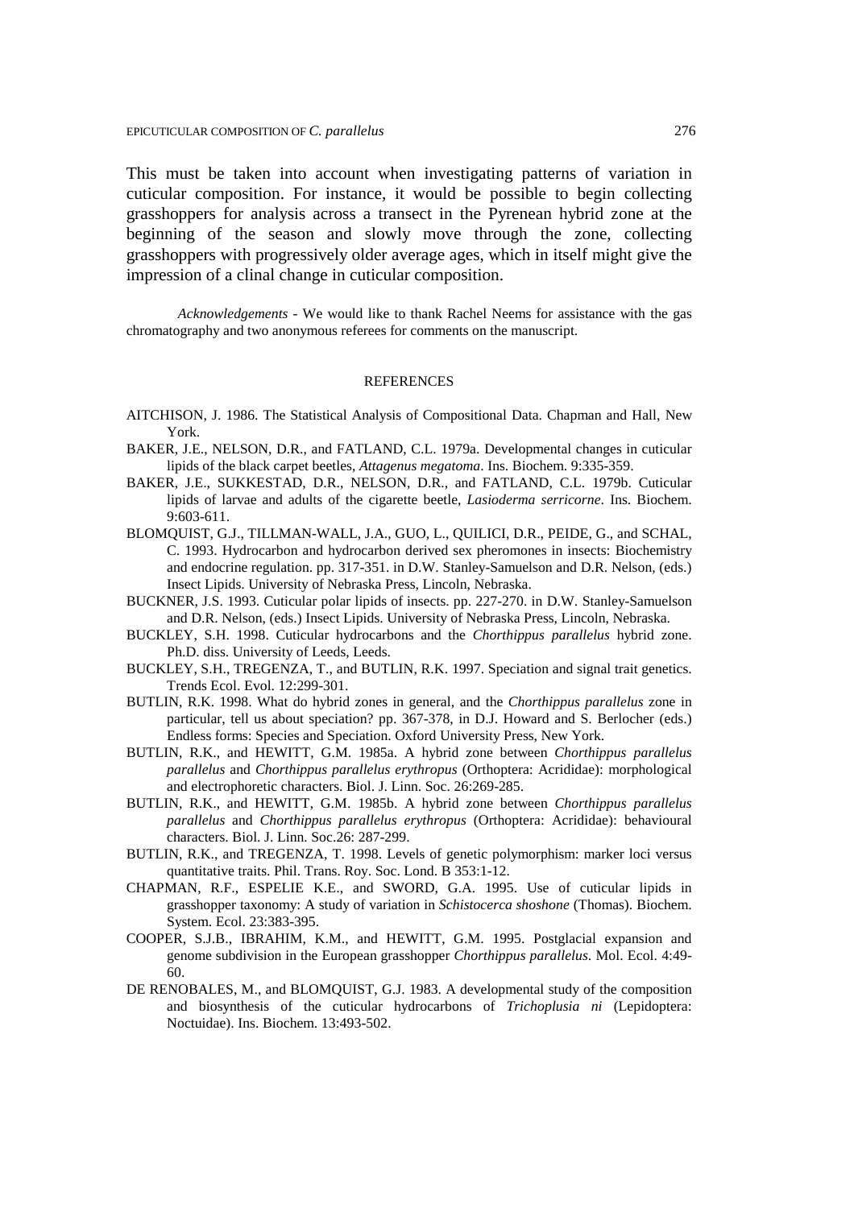This must be taken into account when investigating patterns of variation in cuticular composition. For instance, it would be possible to begin collecting grasshoppers for analysis across a transect in the Pyrenean hybrid zone at the beginning of the season and slowly move through the zone, collecting grasshoppers with progressively older average ages, which in itself might give the impression of a clinal change in cuticular composition.

*Acknowledgements* - We would like to thank Rachel Neems for assistance with the gas chromatography and two anonymous referees for comments on the manuscript.

## REFERENCES

AITCHISON, J. 1986. The Statistical Analysis of Compositional Data. Chapman and Hall, New York.

BAKER, J.E., NELSON, D.R., and FATLAND, C.L. 1979a. Developmental changes in cuticular lipids of the black carpet beetles, *Attagenus megatoma*. Ins. Biochem. 9:335-359.

BAKER, J.E., SUKKESTAD, D.R., NELSON, D.R., and FATLAND, C.L. 1979b. Cuticular lipids of larvae and adults of the cigarette beetle, *Lasioderma serricorne*. Ins. Biochem. 9:603-611.

BLOMQUIST, G.J., TILLMAN-WALL, J.A., GUO, L., QUILICI, D.R., PEIDE, G., and SCHAL, C. 1993. Hydrocarbon and hydrocarbon derived sex pheromones in insects: Biochemistry and endocrine regulation. pp. 317-351. in D.W. Stanley-Samuelson and D.R. Nelson, (eds.) Insect Lipids. University of Nebraska Press, Lincoln, Nebraska.

BUCKNER, J.S. 1993. Cuticular polar lipids of insects. pp. 227-270. in D.W. Stanley-Samuelson and D.R. Nelson, (eds.) Insect Lipids. University of Nebraska Press, Lincoln, Nebraska.

BUCKLEY, S.H. 1998. Cuticular hydrocarbons and the *Chorthippus parallelus* hybrid zone. Ph.D. diss. University of Leeds, Leeds.

BUCKLEY, S.H., TREGENZA, T., and BUTLIN, R.K. 1997. Speciation and signal trait genetics. Trends Ecol. Evol. 12:299-301.

BUTLIN, R.K. 1998. What do hybrid zones in general, and the *Chorthippus parallelus* zone in particular, tell us about speciation? pp. 367-378, in D.J. Howard and S. Berlocher (eds.) Endless forms: Species and Speciation. Oxford University Press, New York.

BUTLIN, R.K., and HEWITT, G.M. 1985a. A hybrid zone between *Chorthippus parallelus parallelus* and *Chorthippus parallelus erythropus* (Orthoptera: Acrididae): morphological and electrophoretic characters. Biol. J. Linn. Soc. 26:269-285.

BUTLIN, R.K., and HEWITT, G.M. 1985b. A hybrid zone between *Chorthippus parallelus parallelus* and *Chorthippus parallelus erythropus* (Orthoptera: Acrididae): behavioural characters. Biol. J. Linn. Soc.26: 287-299.

BUTLIN, R.K., and TREGENZA, T. 1998. Levels of genetic polymorphism: marker loci versus quantitative traits. Phil. Trans. Roy. Soc. Lond. B 353:1-12.

CHAPMAN, R.F., ESPELIE K.E., and SWORD, G.A. 1995. Use of cuticular lipids in grasshopper taxonomy: A study of variation in *Schistocerca shoshone* (Thomas). Biochem. System. Ecol. 23:383-395.

COOPER, S.J.B., IBRAHIM, K.M., and HEWITT, G.M. 1995. Postglacial expansion and genome subdivision in the European grasshopper *Chorthippus parallelus*. Mol. Ecol. 4:49-60.

DE RENOBALES, M., and BLOMQUIST, G.J. 1983. A developmental study of the composition and biosynthesis of the cuticular hydrocarbons of *Trichoplusia ni* (Lepidoptera: Noctuidae). Ins. Biochem. 13:493-502.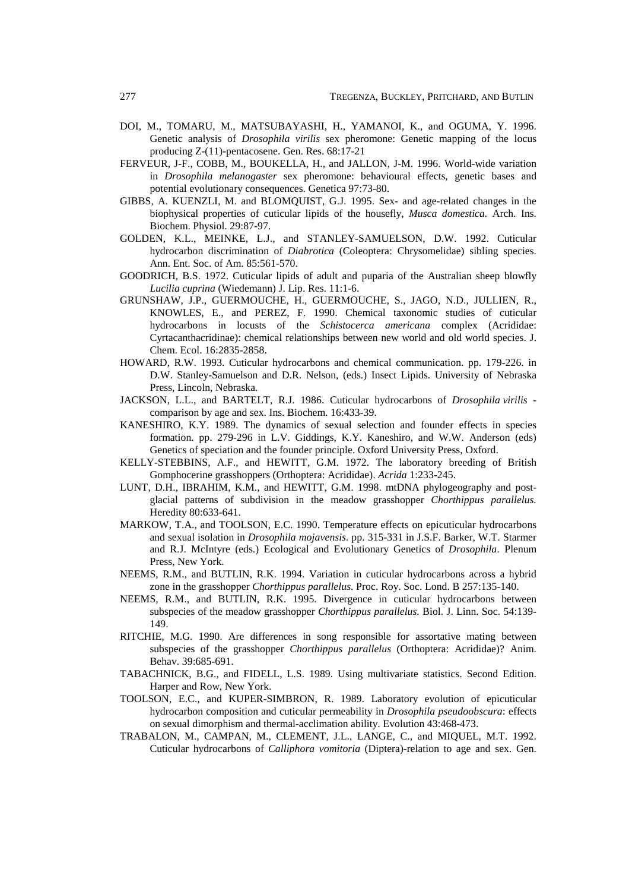DOI, M., TOMARU, M., MATSUBAYASHI, H., YAMANOI, K., and OGUMA, Y. 1996. Genetic analysis of *Drosophila virilis* sex pheromone: Genetic mapping of the locus producing Z-(11)-pentacosene. Gen. Res. 68:17-21

FERVEUR, J-F., COBB, M., BOUKELLA, H., and JALLON, J-M. 1996. World-wide variation in *Drosophila melanogaster* sex pheromone: behavioural effects, genetic bases and potential evolutionary consequences. Genetica 97:73-80.

GIBBS, A. KUENZLI, M. and BLOMQUIST, G.J. 1995. Sex- and age-related changes in the biophysical properties of cuticular lipids of the housefly, *Musca domestica.* Arch. Ins. Biochem. Physiol. 29:87-97.

GOLDEN, K.L., MEINKE, L.J., and STANLEY-SAMUELSON, D.W. 1992. Cuticular hydrocarbon discrimination of *Diabrotica* (Coleoptera: Chrysomelidae) sibling species. Ann. Ent. Soc. of Am. 85:561-570.

GOODRICH, B.S. 1972. Cuticular lipids of adult and puparia of the Australian sheep blowfly *Lucilia cuprina* (Wiedemann) J. Lip. Res. 11:1-6.

GRUNSHAW, J.P., GUERMOUCHE, H., GUERMOUCHE, S., JAGO, N.D., JULLIEN, R., KNOWLES, E., and PEREZ, F. 1990. Chemical taxonomic studies of cuticular hydrocarbons in locusts of the *Schistocerca americana* complex (Acrididae: Cyrtacanthacridinae): chemical relationships between new world and old world species. J. Chem. Ecol. 16:2835-2858.

HOWARD, R.W. 1993. Cuticular hydrocarbons and chemical communication. pp. 179-226. in D.W. Stanley-Samuelson and D.R. Nelson, (eds.) Insect Lipids. University of Nebraska Press, Lincoln, Nebraska.

JACKSON, L.L., and BARTELT, R.J. 1986. Cuticular hydrocarbons of *Drosophila virilis* - comparison by age and sex. Ins. Biochem. 16:433-39.

KANESHIRO, K.Y. 1989. The dynamics of sexual selection and founder effects in species formation. pp. 279-296 in L.V. Giddings, K.Y. Kaneshiro, and W.W. Anderson (eds) Genetics of speciation and the founder principle. Oxford University Press, Oxford.

KELLY-STEBBINS, A.F., and HEWITT, G.M. 1972. The laboratory breeding of British Gomphocerine grasshoppers (Orthoptera: Acrididae). *Acrida* 1:233-245.

LUNT, D.H., IBRAHIM, K.M., and HEWITT, G.M. 1998. mtDNA phylogeography and post-glacial patterns of subdivision in the meadow grasshopper *Chorthippus parallelus.* Heredity 80:633-641.

MARKOW, T.A., and TOOLSON, E.C. 1990. Temperature effects on epicuticular hydrocarbons and sexual isolation in *Drosophila mojavensis*. pp. 315-331 in J.S.F. Barker, W.T. Starmer and R.J. McIntyre (eds.) Ecological and Evolutionary Genetics of *Drosophila*. Plenum Press, New York.

NEEMS, R.M., and BUTLIN, R.K. 1994. Variation in cuticular hydrocarbons across a hybrid zone in the grasshopper *Chorthippus parallelus*. Proc. Roy. Soc. Lond. B 257:135-140.

NEEMS, R.M., and BUTLIN, R.K. 1995. Divergence in cuticular hydrocarbons between subspecies of the meadow grasshopper *Chorthippus parallelus.* Biol. J. Linn. Soc. 54:139-149.

RITCHIE, M.G. 1990. Are differences in song responsible for assortative mating between subspecies of the grasshopper *Chorthippus parallelus* (Orthoptera: Acrididae)? Anim. Behav. 39:685-691.

TABACHNICK, B.G., and FIDELL, L.S. 1989. Using multivariate statistics. Second Edition. Harper and Row, New York.

TOOLSON, E.C., and KUPER-SIMBRON, R. 1989. Laboratory evolution of epicuticular hydrocarbon composition and cuticular permeability in *Drosophila pseudoobscura*: effects on sexual dimorphism and thermal-acclimation ability. Evolution 43:468-473.

TRABALON, M., CAMPAN, M., CLEMENT, J.L., LANGE, C., and MIQUEL, M.T. 1992. Cuticular hydrocarbons of *Calliphora vomitoria* (Diptera)-relation to age and sex. Gen.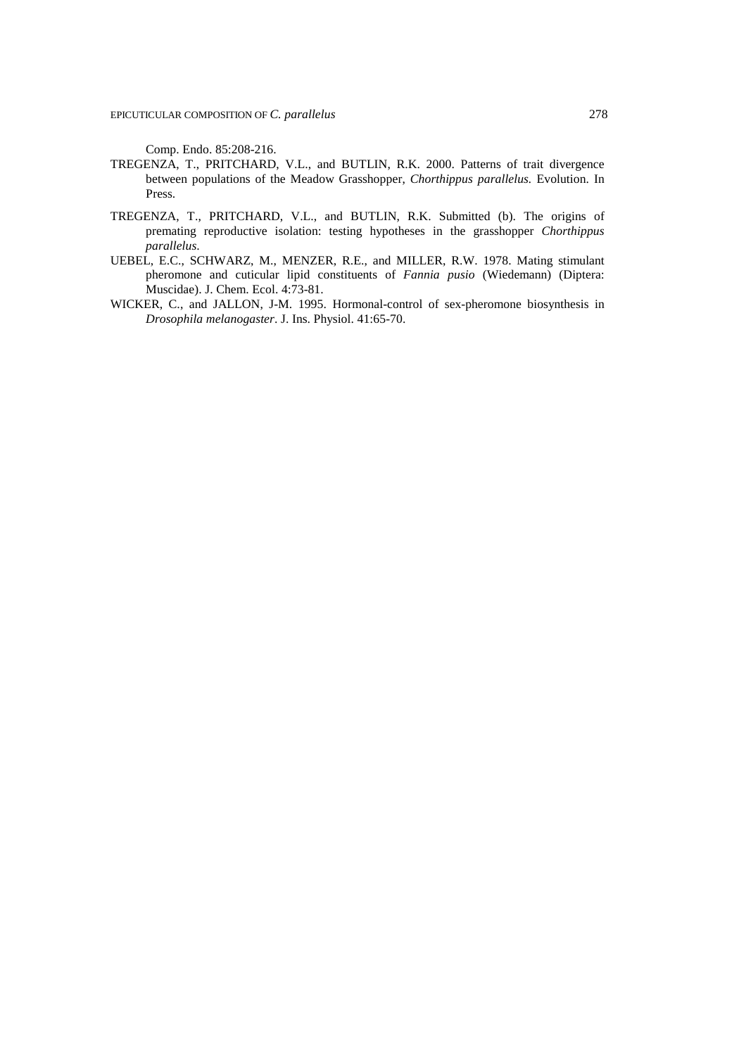Comp. Endo. 85:208-216.

TREGENZA, T., PRITCHARD, V.L., and BUTLIN, R.K. 2000. Patterns of trait divergence between populations of the Meadow Grasshopper, *Chorthippus parallelus.* Evolution. In Press.

TREGENZA, T., PRITCHARD, V.L., and BUTLIN, R.K. Submitted (b). The origins of premating reproductive isolation: testing hypotheses in the grasshopper *Chorthippus parallelus*.

UEBEL, E.C., SCHWARZ, M., MENZER, R.E., and MILLER, R.W. 1978. Mating stimulant pheromone and cuticular lipid constituents of *Fannia pusio* (Wiedemann) (Diptera: Muscidae). J. Chem. Ecol. 4:73-81.

WICKER, C., and JALLON, J-M. 1995. Hormonal-control of sex-pheromone biosynthesis in *Drosophila melanogaster*. J. Ins. Physiol. 41:65-70.